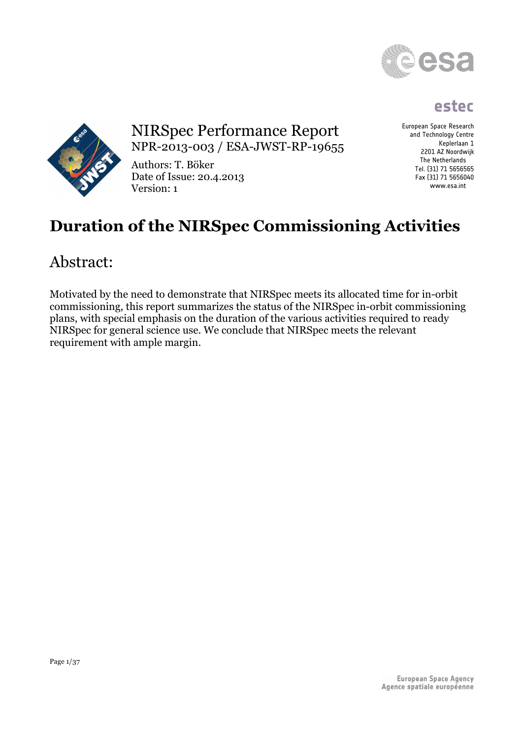NIRSpec Performance Report
NPR-2013-003 / ESA-JWST-RP-19655

Authors: T. Böker
Date of Issue: 20.4.2013
Version: 1

European Space Research
and Technology Centre
Keplerlaan 1
2201 AZ Noordwijk
The Netherlands
Tel. (31) 71 5656565
Fax (31) 71 5656040
www.esa.int

# Duration of the NIRSpec Commissioning Activities

## Abstract:

Motivated by the need to demonstrate that NIRSpec meets its allocated time for in-orbit commissioning, this report summarizes the status of the NIRSpec in-orbit commissioning plans, with special emphasis on the duration of the various activities required to ready NIRSpec for general science use. We conclude that NIRSpec meets the relevant requirement with ample margin.

European Space Agency
Agence spatiale européenne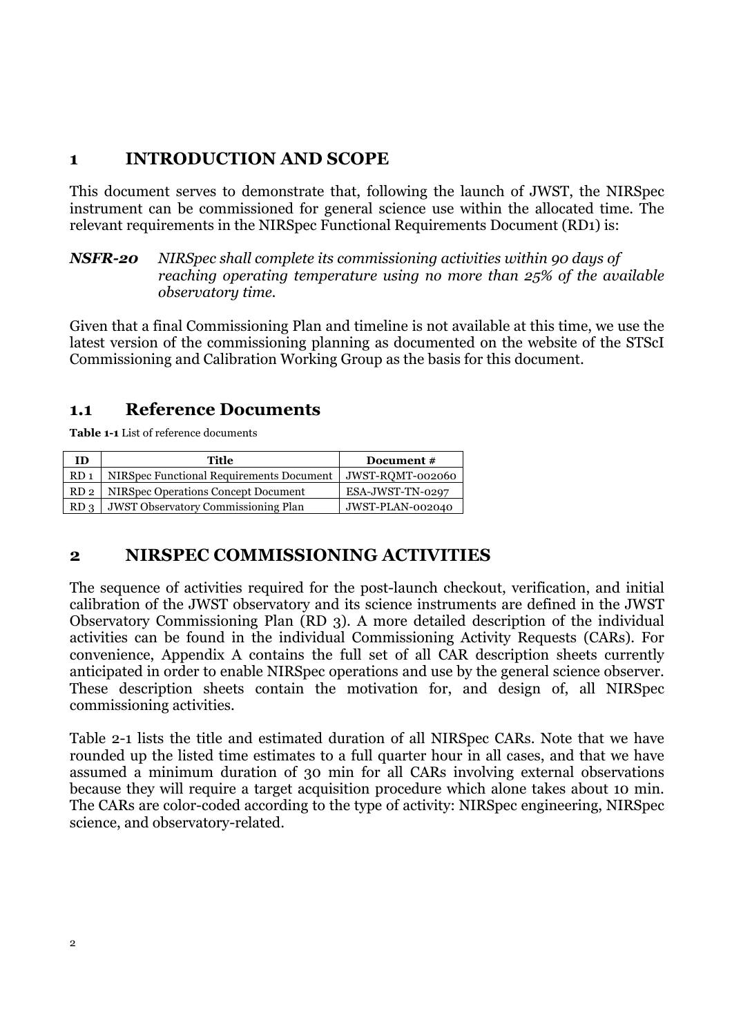# 1 INTRODUCTION AND SCOPE

This document serves to demonstrate that, following the launch of JWST, the NIRSpec instrument can be commissioned for general science use within the allocated time. The relevant requirements in the NIRSpec Functional Requirements Document (RD1) is:

***NSFR-20*** *NIRSpec shall complete its commissioning activities within 90 days of reaching operating temperature using no more than 25% of the available observatory time.*

Given that a final Commissioning Plan and timeline is not available at this time, we use the latest version of the commissioning planning as documented on the website of the STScI Commissioning and Calibration Working Group as the basis for this document.

## 1.1 Reference Documents

**Table 1-1** List of reference documents

| ID | Title | Document # |
|---|---|---|
| RD 1 | NIRSpec Functional Requirements Document | JWST-RQMT-002060 |
| RD 2 | NIRSpec Operations Concept Document | ESA-JWST-TN-0297 |
| RD 3 | JWST Observatory Commissioning Plan | JWST-PLAN-002040 |

# 2 NIRSPEC COMMISSIONING ACTIVITIES

The sequence of activities required for the post-launch checkout, verification, and initial calibration of the JWST observatory and its science instruments are defined in the JWST Observatory Commissioning Plan (RD 3). A more detailed description of the individual activities can be found in the individual Commissioning Activity Requests (CARs). For convenience, Appendix A contains the full set of all CAR description sheets currently anticipated in order to enable NIRSpec operations and use by the general science observer. These description sheets contain the motivation for, and design of, all NIRSpec commissioning activities.

Table 2-1 lists the title and estimated duration of all NIRSpec CARs. Note that we have rounded up the listed time estimates to a full quarter hour in all cases, and that we have assumed a minimum duration of 30 min for all CARs involving external observations because they will require a target acquisition procedure which alone takes about 10 min. The CARs are color-coded according to the type of activity: NIRSpec engineering, NIRSpec science, and observatory-related.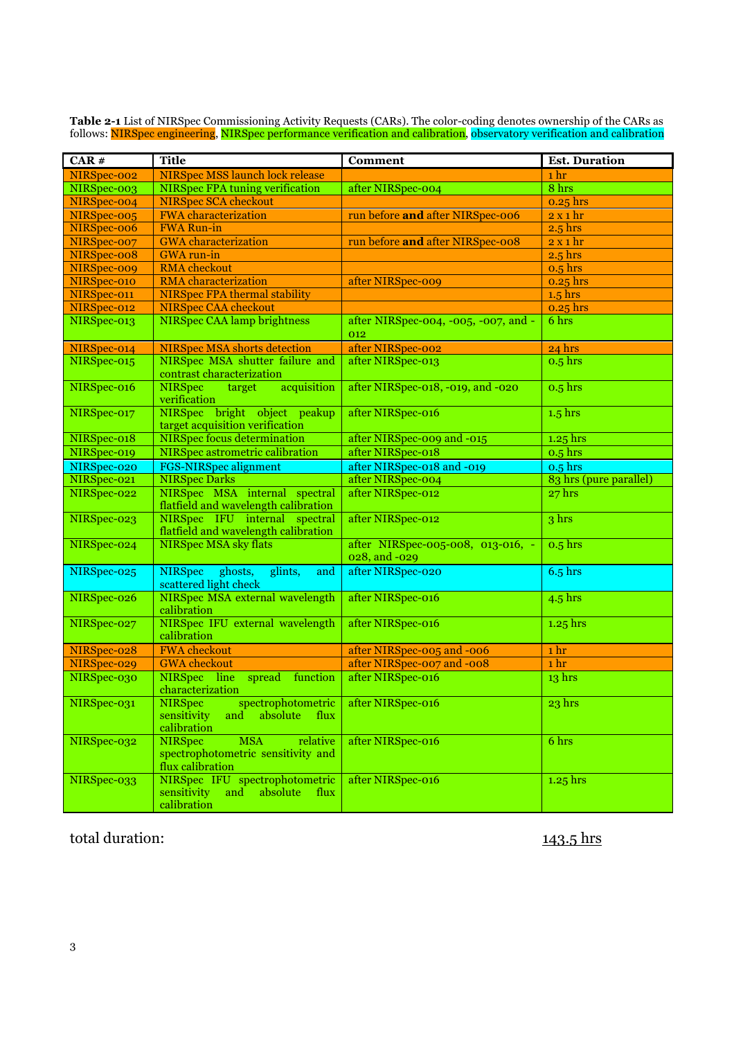**Table 2-1** List of NIRSpec Commissioning Activity Requests (CARs). The color-coding denotes ownership of the CARs as follows: NIRSpec engineering, NIRSpec performance verification and calibration, observatory verification and calibration

| CAR # | Title | Comment | Est. Duration |
|---|---|---|---|
| NIRSpec-002 | NIRSpec MSS launch lock release | | 1 hr |
| NIRSpec-003 | NIRSpec FPA tuning verification | after NIRSpec-004 | 8 hrs |
| NIRSpec-004 | NIRSpec SCA checkout | | 0.25 hrs |
| NIRSpec-005 | FWA characterization | run before **and** after NIRSpec-006 | 2 x 1 hr |
| NIRSpec-006 | FWA Run-in | | 2.5 hrs |
| NIRSpec-007 | GWA characterization | run before **and** after NIRSpec-008 | 2 x 1 hr |
| NIRSpec-008 | GWA run-in | | 2.5 hrs |
| NIRSpec-009 | RMA checkout | | 0.5 hrs |
| NIRSpec-010 | RMA characterization | after NIRSpec-009 | 0.25 hrs |
| NIRSpec-011 | NIRSpec FPA thermal stability | | 1.5 hrs |
| NIRSpec-012 | NIRSpec CAA checkout | | 0.25 hrs |
| NIRSpec-013 | NIRSpec CAA lamp brightness | after NIRSpec-004, -005, -007, and -012 | 6 hrs |
| NIRSpec-014 | NIRSpec MSA shorts detection | after NIRSpec-002 | 24 hrs |
| NIRSpec-015 | NIRSpec MSA shutter failure and contrast characterization | after NIRSpec-013 | 0.5 hrs |
| NIRSpec-016 | NIRSpec target acquisition verification | after NIRSpec-018, -019, and -020 | 0.5 hrs |
| NIRSpec-017 | NIRSpec bright object peakup target acquisition verification | after NIRSpec-016 | 1.5 hrs |
| NIRSpec-018 | NIRSpec focus determination | after NIRSpec-009 and -015 | 1.25 hrs |
| NIRSpec-019 | NIRSpec astrometric calibration | after NIRSpec-018 | 0.5 hrs |
| NIRSpec-020 | FGS-NIRSpec alignment | after NIRSpec-018 and -019 | 0.5 hrs |
| NIRSpec-021 | NIRSpec Darks | after NIRSpec-004 | 83 hrs (pure parallel) |
| NIRSpec-022 | NIRSpec MSA internal spectral flatfield and wavelength calibration | after NIRSpec-012 | 27 hrs |
| NIRSpec-023 | NIRSpec IFU internal spectral flatfield and wavelength calibration | after NIRSpec-012 | 3 hrs |
| NIRSpec-024 | NIRSpec MSA sky flats | after NIRSpec-005-008, 013-016, -028, and -029 | 0.5 hrs |
| NIRSpec-025 | NIRSpec ghosts, glints, and scattered light check | after NIRSpec-020 | 6.5 hrs |
| NIRSpec-026 | NIRSpec MSA external wavelength calibration | after NIRSpec-016 | 4.5 hrs |
| NIRSpec-027 | NIRSpec IFU external wavelength calibration | after NIRSpec-016 | 1.25 hrs |
| NIRSpec-028 | FWA checkout | after NIRSpec-005 and -006 | 1 hr |
| NIRSpec-029 | GWA checkout | after NIRSpec-007 and -008 | 1 hr |
| NIRSpec-030 | NIRSpec line spread function characterization | after NIRSpec-016 | 13 hrs |
| NIRSpec-031 | NIRSpec spectrophotometric sensitivity and absolute flux calibration | after NIRSpec-016 | 23 hrs |
| NIRSpec-032 | NIRSpec MSA relative spectrophotometric sensitivity and flux calibration | after NIRSpec-016 | 6 hrs |
| NIRSpec-033 | NIRSpec IFU spectrophotometric sensitivity and absolute flux calibration | after NIRSpec-016 | 1.25 hrs |

total duration: 143.5 hrs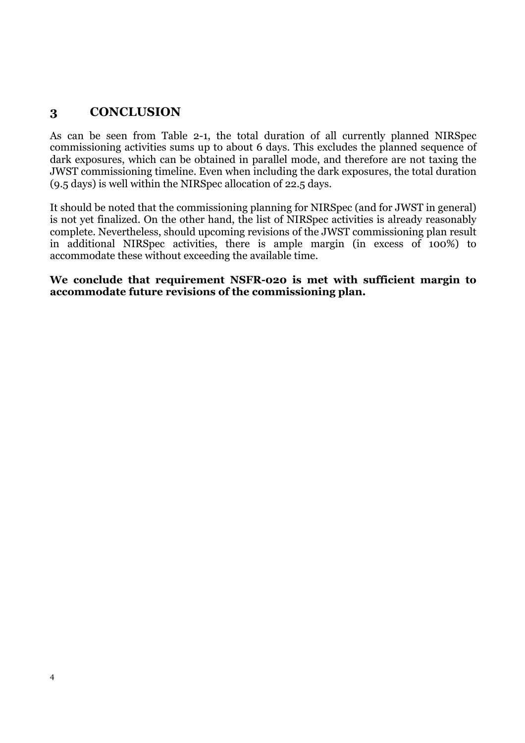# 3 CONCLUSION

As can be seen from Table 2-1, the total duration of all currently planned NIRSpec commissioning activities sums up to about 6 days. This excludes the planned sequence of dark exposures, which can be obtained in parallel mode, and therefore are not taxing the JWST commissioning timeline. Even when including the dark exposures, the total duration (9.5 days) is well within the NIRSpec allocation of 22.5 days.

It should be noted that the commissioning planning for NIRSpec (and for JWST in general) is not yet finalized. On the other hand, the list of NIRSpec activities is already reasonably complete. Nevertheless, should upcoming revisions of the JWST commissioning plan result in additional NIRSpec activities, there is ample margin (in excess of 100%) to accommodate these without exceeding the available time.

**We conclude that requirement NSFR-020 is met with sufficient margin to accommodate future revisions of the commissioning plan.**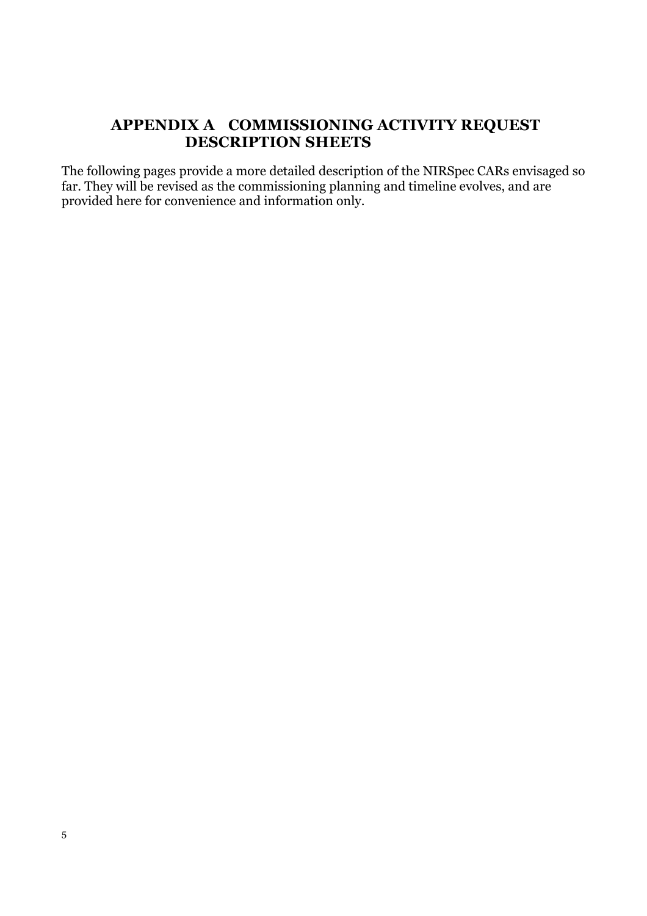# APPENDIX A COMMISSIONING ACTIVITY REQUEST DESCRIPTION SHEETS

The following pages provide a more detailed description of the NIRSpec CARs envisaged so far. They will be revised as the commissioning planning and timeline evolves, and are provided here for convenience and information only.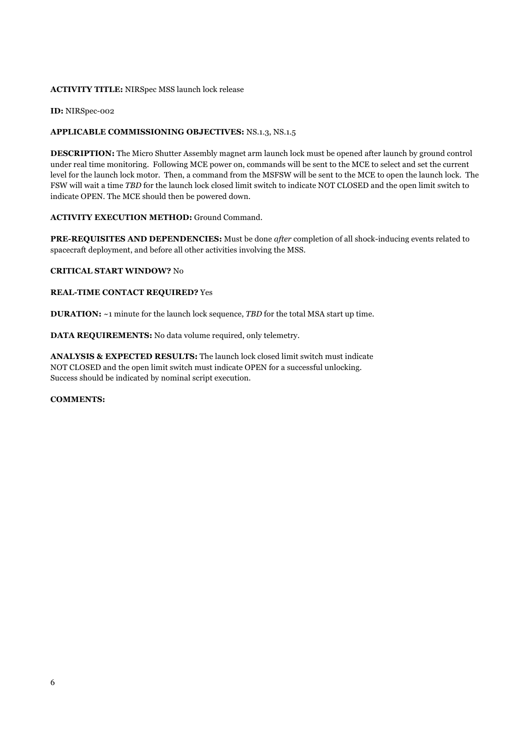**ACTIVITY TITLE:** NIRSpec MSS launch lock release

**ID:** NIRSpec-002

**APPLICABLE COMMISSIONING OBJECTIVES:** NS.1.3, NS.1.5

**DESCRIPTION:** The Micro Shutter Assembly magnet arm launch lock must be opened after launch by ground control under real time monitoring. Following MCE power on, commands will be sent to the MCE to select and set the current level for the launch lock motor. Then, a command from the MSFSW will be sent to the MCE to open the launch lock. The FSW will wait a time *TBD* for the launch lock closed limit switch to indicate NOT CLOSED and the open limit switch to indicate OPEN. The MCE should then be powered down.

**ACTIVITY EXECUTION METHOD:** Ground Command.

**PRE-REQUISITES AND DEPENDENCIES:** Must be done *after* completion of all shock-inducing events related to spacecraft deployment, and before all other activities involving the MSS.

**CRITICAL START WINDOW?** No

**REAL-TIME CONTACT REQUIRED?** Yes

**DURATION:** ~1 minute for the launch lock sequence, *TBD* for the total MSA start up time.

**DATA REQUIREMENTS:** No data volume required, only telemetry.

**ANALYSIS & EXPECTED RESULTS:** The launch lock closed limit switch must indicate NOT CLOSED and the open limit switch must indicate OPEN for a successful unlocking. Success should be indicated by nominal script execution.

**COMMENTS:**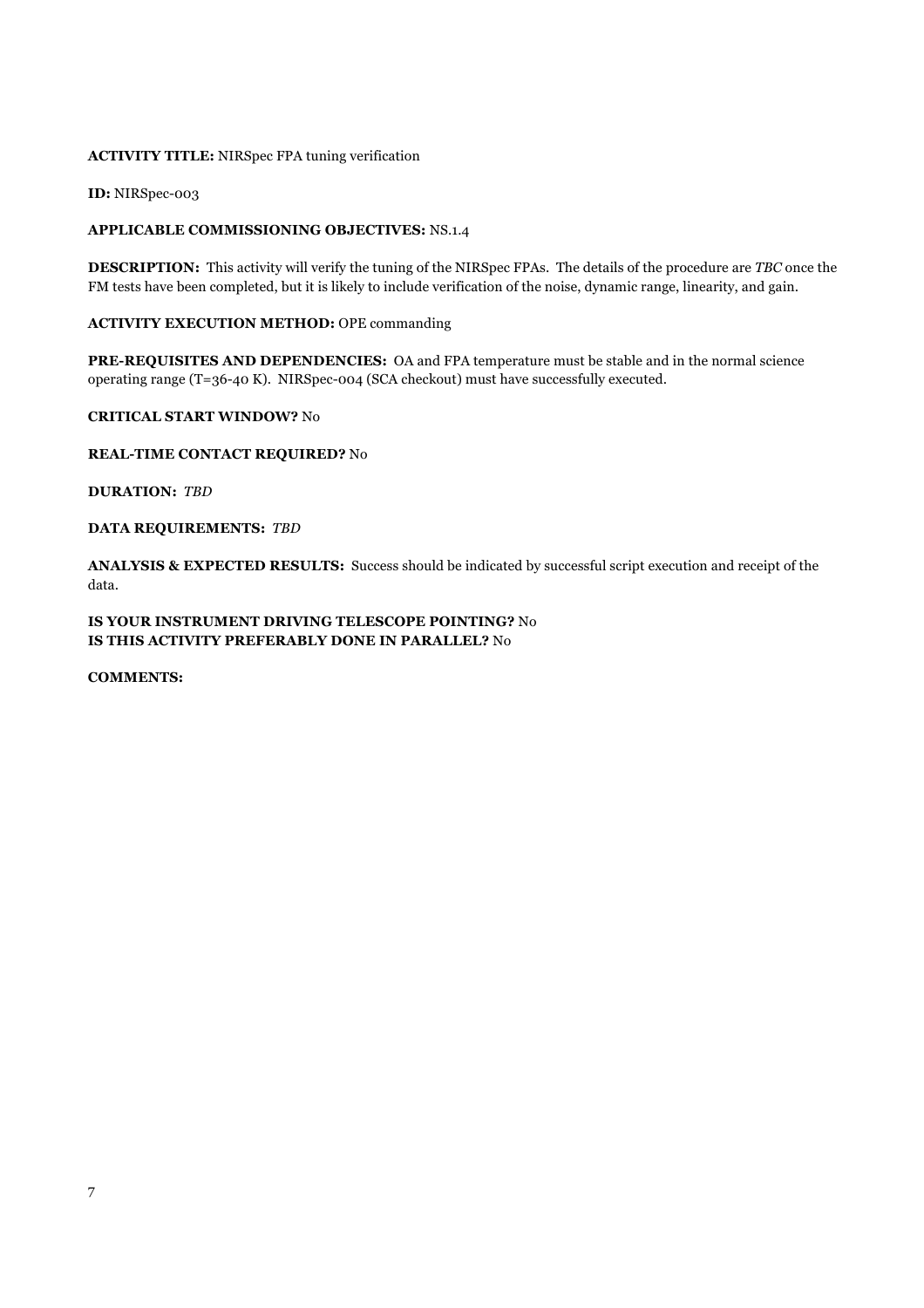**ACTIVITY TITLE:** NIRSpec FPA tuning verification

**ID:** NIRSpec-003

**APPLICABLE COMMISSIONING OBJECTIVES:** NS.1.4

**DESCRIPTION:** This activity will verify the tuning of the NIRSpec FPAs. The details of the procedure are *TBC* once the FM tests have been completed, but it is likely to include verification of the noise, dynamic range, linearity, and gain.

**ACTIVITY EXECUTION METHOD:** OPE commanding

**PRE-REQUISITES AND DEPENDENCIES:** OA and FPA temperature must be stable and in the normal science operating range (T=36-40 K). NIRSpec-004 (SCA checkout) must have successfully executed.

**CRITICAL START WINDOW?** No

**REAL-TIME CONTACT REQUIRED?** No

**DURATION:** *TBD*

**DATA REQUIREMENTS:** *TBD*

**ANALYSIS & EXPECTED RESULTS:** Success should be indicated by successful script execution and receipt of the data.

**IS YOUR INSTRUMENT DRIVING TELESCOPE POINTING?** No
**IS THIS ACTIVITY PREFERABLY DONE IN PARALLEL?** No

**COMMENTS:**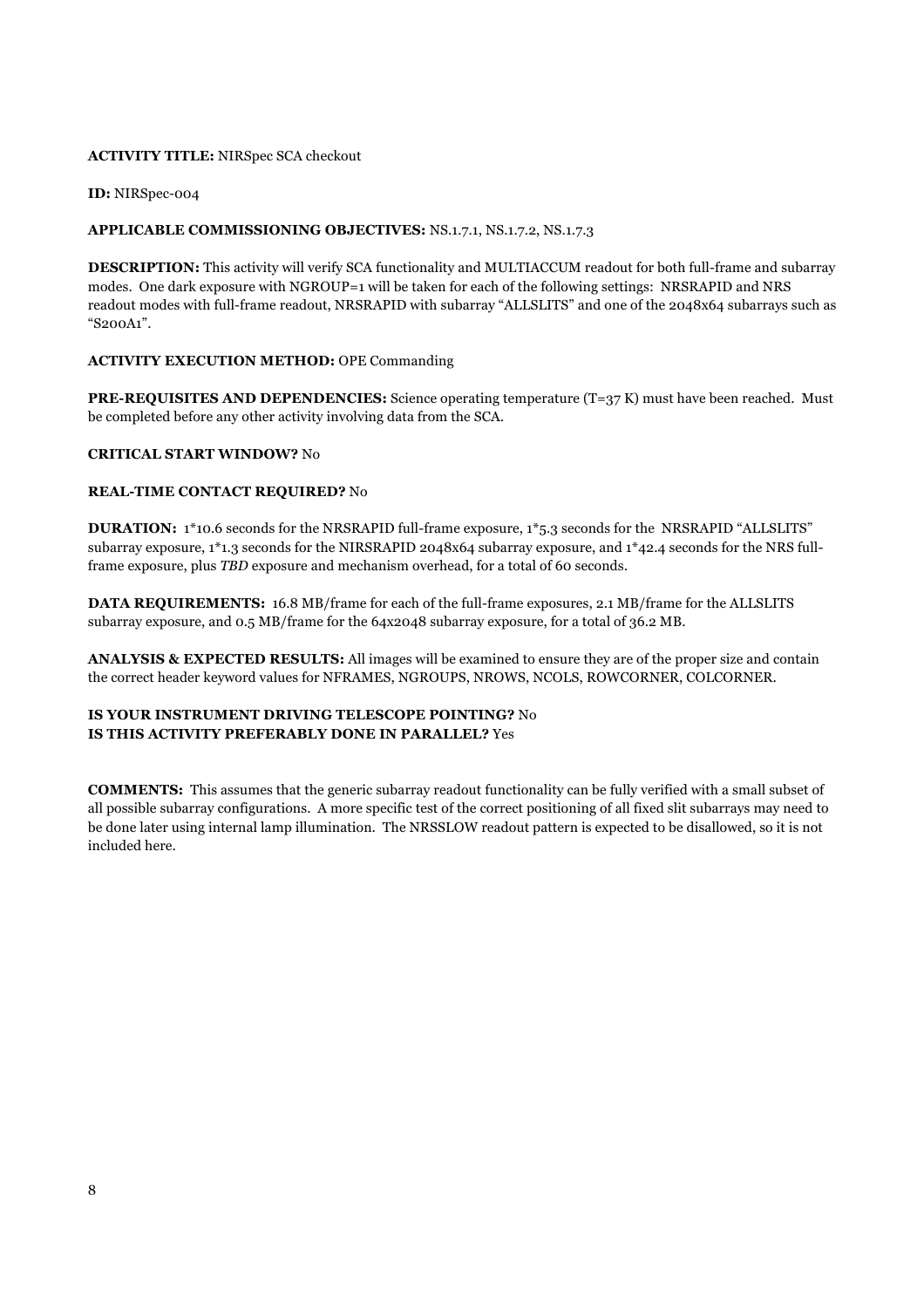**ACTIVITY TITLE:** NIRSpec SCA checkout

**ID:** NIRSpec-004

**APPLICABLE COMMISSIONING OBJECTIVES:** NS.1.7.1, NS.1.7.2, NS.1.7.3

**DESCRIPTION:** This activity will verify SCA functionality and MULTIACCUM readout for both full-frame and subarray modes. One dark exposure with NGROUP=1 will be taken for each of the following settings: NRSRAPID and NRS readout modes with full-frame readout, NRSRAPID with subarray "ALLSLITS" and one of the 2048x64 subarrays such as "S200A1".

**ACTIVITY EXECUTION METHOD:** OPE Commanding

**PRE-REQUISITES AND DEPENDENCIES:** Science operating temperature (T=37 K) must have been reached. Must be completed before any other activity involving data from the SCA.

**CRITICAL START WINDOW?** No

**REAL-TIME CONTACT REQUIRED?** No

**DURATION:** 1*10.6 seconds for the NRSRAPID full-frame exposure, 1*5.3 seconds for the NRSRAPID "ALLSLITS" subarray exposure, 1*1.3 seconds for the NIRSRAPID 2048x64 subarray exposure, and 1*42.4 seconds for the NRS full-frame exposure, plus *TBD* exposure and mechanism overhead, for a total of 60 seconds.

**DATA REQUIREMENTS:** 16.8 MB/frame for each of the full-frame exposures, 2.1 MB/frame for the ALLSLITS subarray exposure, and 0.5 MB/frame for the 64x2048 subarray exposure, for a total of 36.2 MB.

**ANALYSIS & EXPECTED RESULTS:** All images will be examined to ensure they are of the proper size and contain the correct header keyword values for NFRAMES, NGROUPS, NROWS, NCOLS, ROWCORNER, COLCORNER.

**IS YOUR INSTRUMENT DRIVING TELESCOPE POINTING?** No
**IS THIS ACTIVITY PREFERABLY DONE IN PARALLEL?** Yes

**COMMENTS:** This assumes that the generic subarray readout functionality can be fully verified with a small subset of all possible subarray configurations. A more specific test of the correct positioning of all fixed slit subarrays may need to be done later using internal lamp illumination. The NRSSLOW readout pattern is expected to be disallowed, so it is not included here.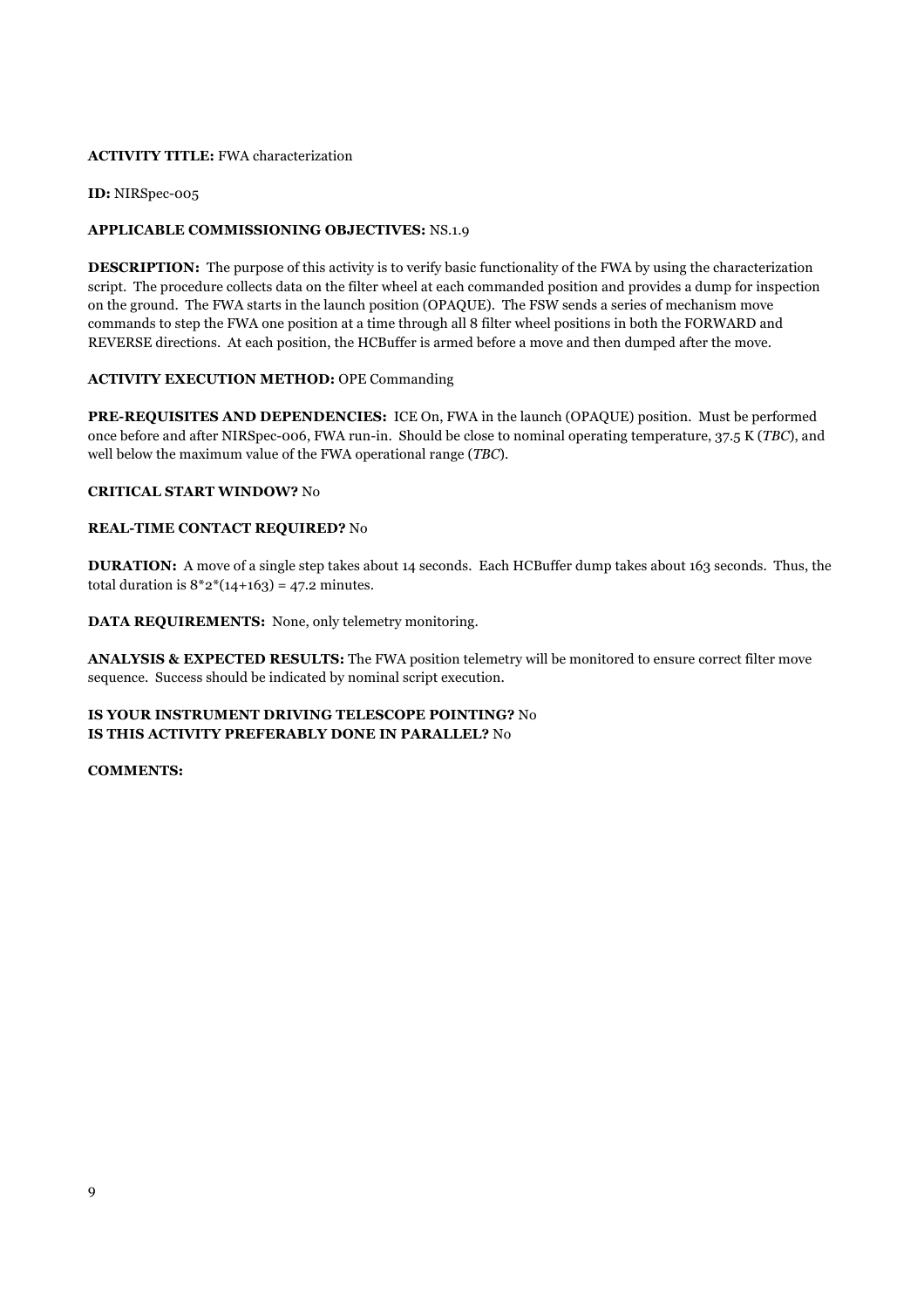**ACTIVITY TITLE:** FWA characterization

**ID:** NIRSpec-005

**APPLICABLE COMMISSIONING OBJECTIVES:** NS.1.9

**DESCRIPTION:** The purpose of this activity is to verify basic functionality of the FWA by using the characterization script. The procedure collects data on the filter wheel at each commanded position and provides a dump for inspection on the ground. The FWA starts in the launch position (OPAQUE). The FSW sends a series of mechanism move commands to step the FWA one position at a time through all 8 filter wheel positions in both the FORWARD and REVERSE directions. At each position, the HCBuffer is armed before a move and then dumped after the move.

**ACTIVITY EXECUTION METHOD:** OPE Commanding

**PRE-REQUISITES AND DEPENDENCIES:** ICE On, FWA in the launch (OPAQUE) position. Must be performed once before and after NIRSpec-006, FWA run-in. Should be close to nominal operating temperature, 37.5 K (*TBC*), and well below the maximum value of the FWA operational range (*TBC*).

**CRITICAL START WINDOW?** No

**REAL-TIME CONTACT REQUIRED?** No

**DURATION:** A move of a single step takes about 14 seconds. Each HCBuffer dump takes about 163 seconds. Thus, the total duration is $8*2*(14+163) = 47.2$ minutes.

**DATA REQUIREMENTS:** None, only telemetry monitoring.

**ANALYSIS & EXPECTED RESULTS:** The FWA position telemetry will be monitored to ensure correct filter move sequence. Success should be indicated by nominal script execution.

**IS YOUR INSTRUMENT DRIVING TELESCOPE POINTING?** No
**IS THIS ACTIVITY PREFERABLY DONE IN PARALLEL?** No

**COMMENTS:**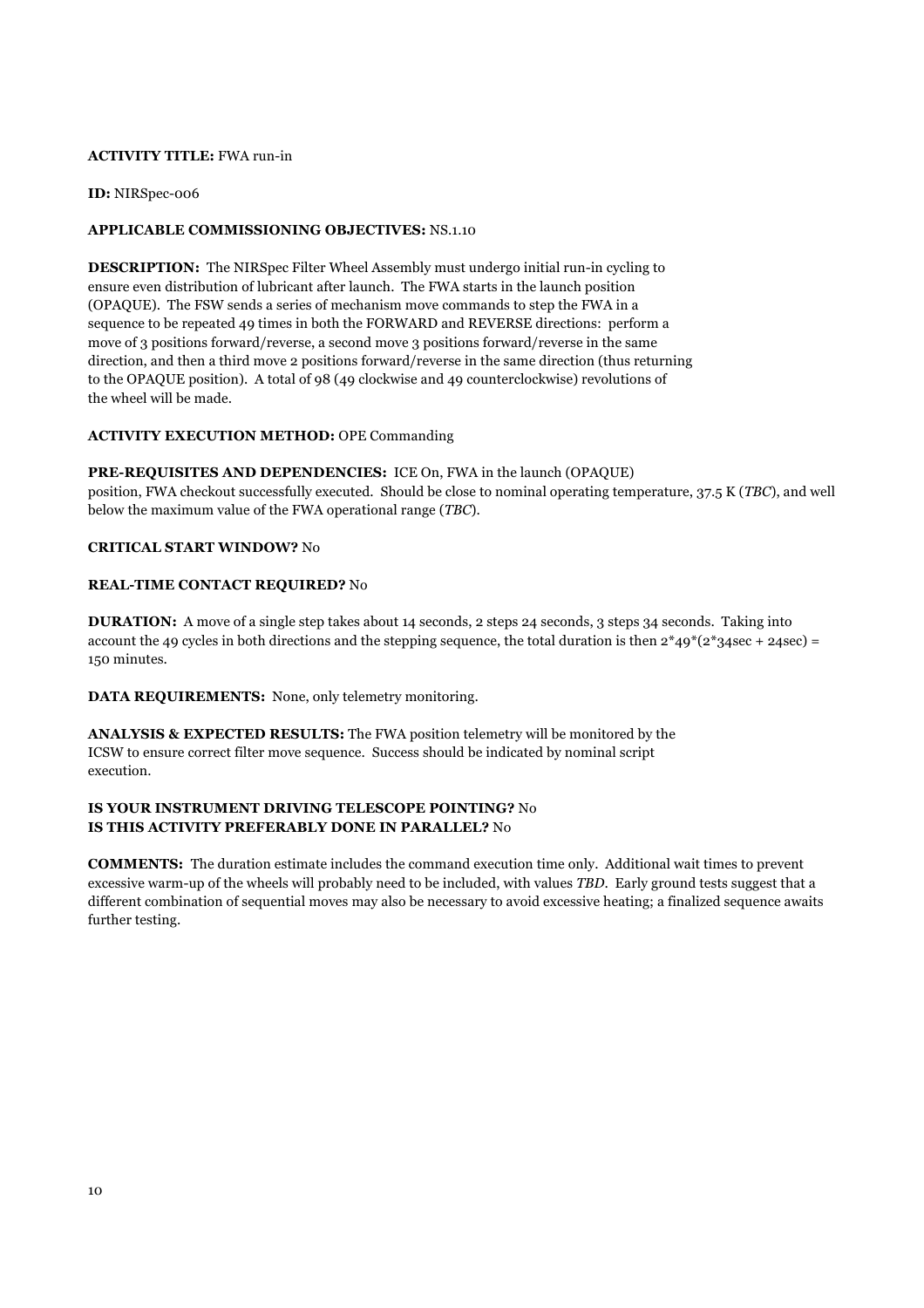**ACTIVITY TITLE:** FWA run-in

**ID:** NIRSpec-006

**APPLICABLE COMMISSIONING OBJECTIVES:** NS.1.10

**DESCRIPTION:** The NIRSpec Filter Wheel Assembly must undergo initial run-in cycling to ensure even distribution of lubricant after launch. The FWA starts in the launch position (OPAQUE). The FSW sends a series of mechanism move commands to step the FWA in a sequence to be repeated 49 times in both the FORWARD and REVERSE directions: perform a move of 3 positions forward/reverse, a second move 3 positions forward/reverse in the same direction, and then a third move 2 positions forward/reverse in the same direction (thus returning to the OPAQUE position). A total of 98 (49 clockwise and 49 counterclockwise) revolutions of the wheel will be made.

**ACTIVITY EXECUTION METHOD:** OPE Commanding

**PRE-REQUISITES AND DEPENDENCIES:** ICE On, FWA in the launch (OPAQUE) position, FWA checkout successfully executed. Should be close to nominal operating temperature, 37.5 K (*TBC*), and well below the maximum value of the FWA operational range (*TBC*).

**CRITICAL START WINDOW?** No

**REAL-TIME CONTACT REQUIRED?** No

**DURATION:** A move of a single step takes about 14 seconds, 2 steps 24 seconds, 3 steps 34 seconds. Taking into account the 49 cycles in both directions and the stepping sequence, the total duration is then 2*49*(2*34sec + 24sec) = 150 minutes.

**DATA REQUIREMENTS:** None, only telemetry monitoring.

**ANALYSIS & EXPECTED RESULTS:** The FWA position telemetry will be monitored by the ICSW to ensure correct filter move sequence. Success should be indicated by nominal script execution.

**IS YOUR INSTRUMENT DRIVING TELESCOPE POINTING?** No
**IS THIS ACTIVITY PREFERABLY DONE IN PARALLEL?** No

**COMMENTS:** The duration estimate includes the command execution time only. Additional wait times to prevent excessive warm-up of the wheels will probably need to be included, with values *TBD*. Early ground tests suggest that a different combination of sequential moves may also be necessary to avoid excessive heating; a finalized sequence awaits further testing.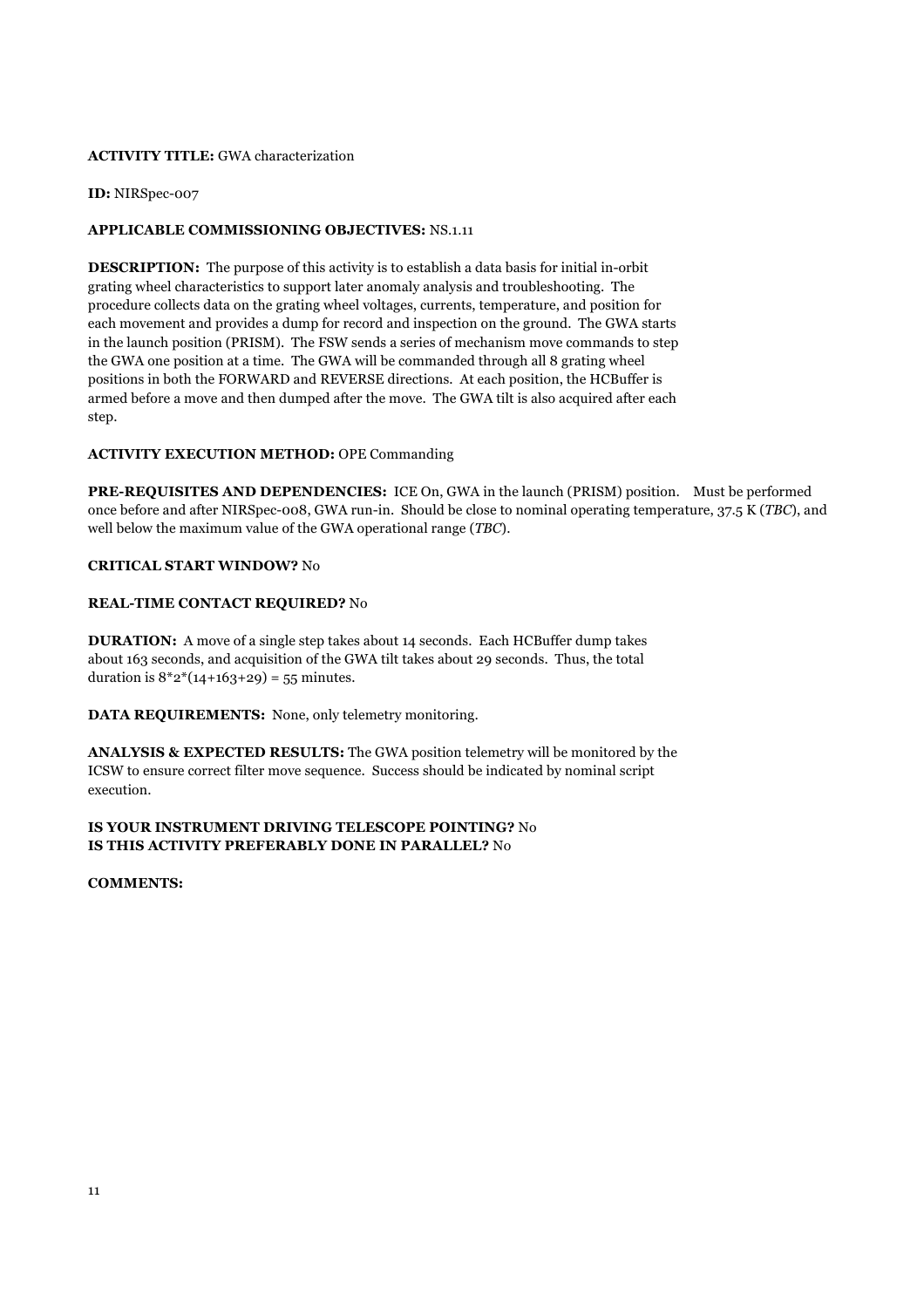**ACTIVITY TITLE:** GWA characterization

**ID:** NIRSpec-007

**APPLICABLE COMMISSIONING OBJECTIVES:** NS.1.11

**DESCRIPTION:** The purpose of this activity is to establish a data basis for initial in-orbit grating wheel characteristics to support later anomaly analysis and troubleshooting. The procedure collects data on the grating wheel voltages, currents, temperature, and position for each movement and provides a dump for record and inspection on the ground. The GWA starts in the launch position (PRISM). The FSW sends a series of mechanism move commands to step the GWA one position at a time. The GWA will be commanded through all 8 grating wheel positions in both the FORWARD and REVERSE directions. At each position, the HCBuffer is armed before a move and then dumped after the move. The GWA tilt is also acquired after each step.

**ACTIVITY EXECUTION METHOD:** OPE Commanding

**PRE-REQUISITES AND DEPENDENCIES:** ICE On, GWA in the launch (PRISM) position. Must be performed once before and after NIRSpec-008, GWA run-in. Should be close to nominal operating temperature, 37.5 K (*TBC*), and well below the maximum value of the GWA operational range (*TBC*).

**CRITICAL START WINDOW?** No

**REAL-TIME CONTACT REQUIRED?** No

**DURATION:** A move of a single step takes about 14 seconds. Each HCBuffer dump takes about 163 seconds, and acquisition of the GWA tilt takes about 29 seconds. Thus, the total duration is 8*2*(14+163+29) = 55 minutes.

**DATA REQUIREMENTS:** None, only telemetry monitoring.

**ANALYSIS & EXPECTED RESULTS:** The GWA position telemetry will be monitored by the ICSW to ensure correct filter move sequence. Success should be indicated by nominal script execution.

**IS YOUR INSTRUMENT DRIVING TELESCOPE POINTING?** No
**IS THIS ACTIVITY PREFERABLY DONE IN PARALLEL?** No

**COMMENTS:**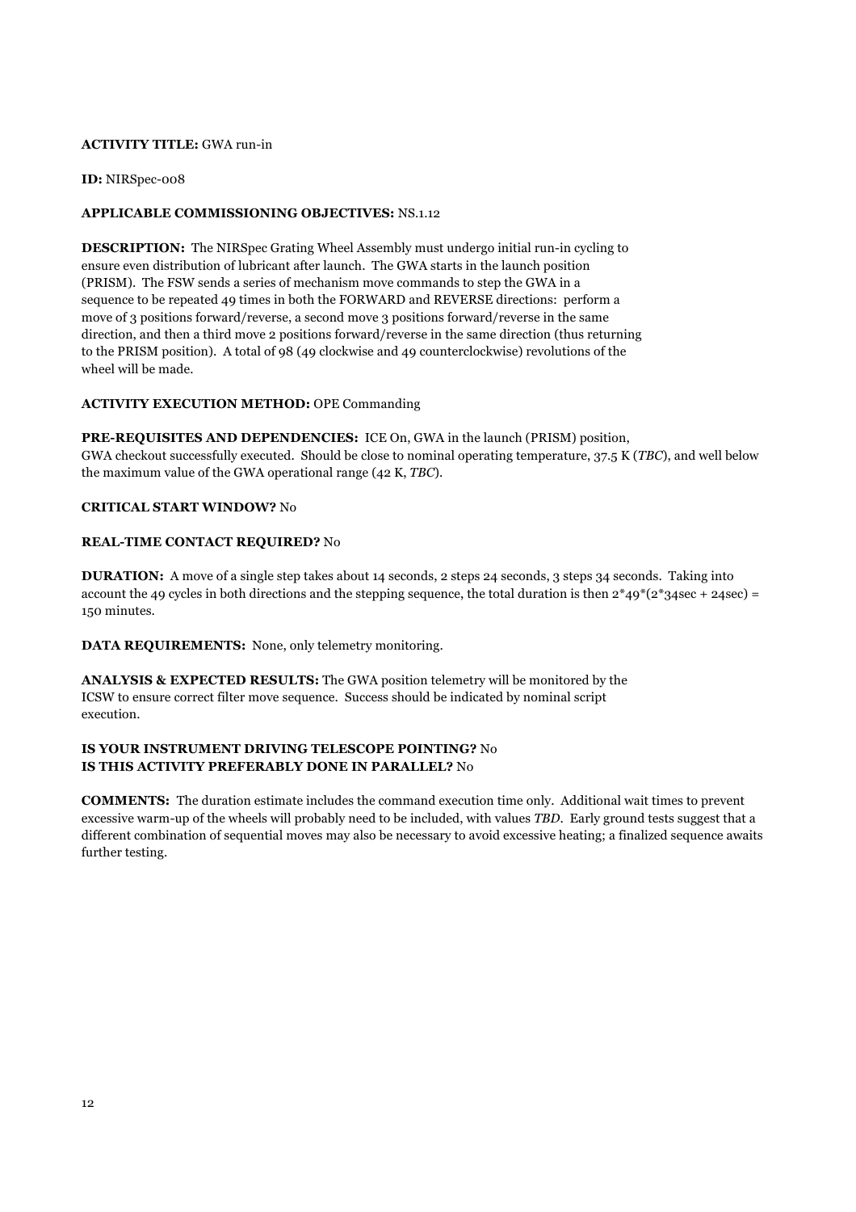**ACTIVITY TITLE:** GWA run-in

**ID:** NIRSpec-008

**APPLICABLE COMMISSIONING OBJECTIVES:** NS.1.12

**DESCRIPTION:** The NIRSpec Grating Wheel Assembly must undergo initial run-in cycling to ensure even distribution of lubricant after launch. The GWA starts in the launch position (PRISM). The FSW sends a series of mechanism move commands to step the GWA in a sequence to be repeated 49 times in both the FORWARD and REVERSE directions: perform a move of 3 positions forward/reverse, a second move 3 positions forward/reverse in the same direction, and then a third move 2 positions forward/reverse in the same direction (thus returning to the PRISM position). A total of 98 (49 clockwise and 49 counterclockwise) revolutions of the wheel will be made.

**ACTIVITY EXECUTION METHOD:** OPE Commanding

**PRE-REQUISITES AND DEPENDENCIES:** ICE On, GWA in the launch (PRISM) position, GWA checkout successfully executed. Should be close to nominal operating temperature, 37.5 K (*TBC*), and well below the maximum value of the GWA operational range (42 K, *TBC*).

**CRITICAL START WINDOW?** No

**REAL-TIME CONTACT REQUIRED?** No

**DURATION:** A move of a single step takes about 14 seconds, 2 steps 24 seconds, 3 steps 34 seconds. Taking into account the 49 cycles in both directions and the stepping sequence, the total duration is then 2*49*(2*34sec + 24sec) = 150 minutes.

**DATA REQUIREMENTS:** None, only telemetry monitoring.

**ANALYSIS & EXPECTED RESULTS:** The GWA position telemetry will be monitored by the ICSW to ensure correct filter move sequence. Success should be indicated by nominal script execution.

**IS YOUR INSTRUMENT DRIVING TELESCOPE POINTING?** No
**IS THIS ACTIVITY PREFERABLY DONE IN PARALLEL?** No

**COMMENTS:** The duration estimate includes the command execution time only. Additional wait times to prevent excessive warm-up of the wheels will probably need to be included, with values *TBD*. Early ground tests suggest that a different combination of sequential moves may also be necessary to avoid excessive heating; a finalized sequence awaits further testing.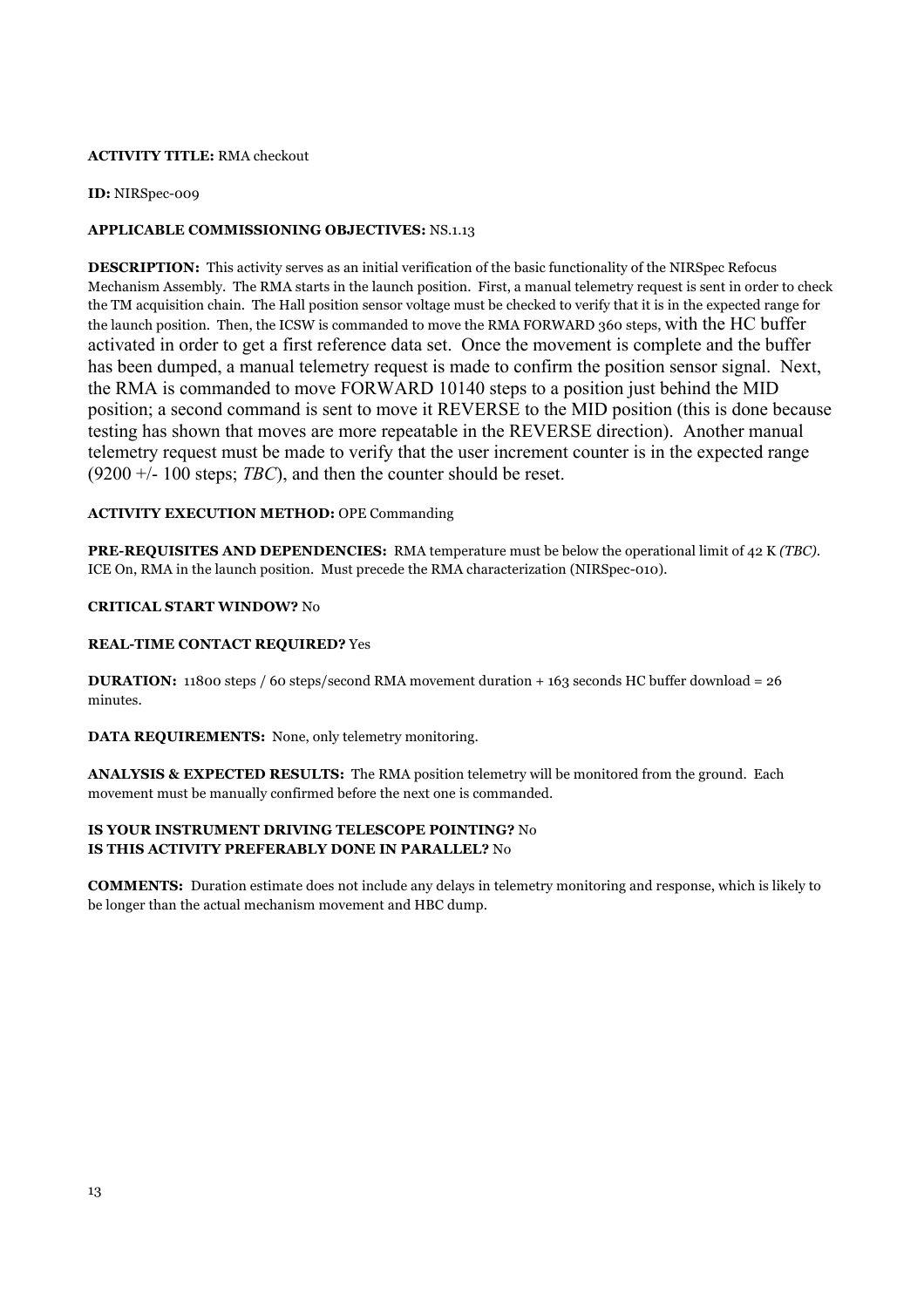**ACTIVITY TITLE:** RMA checkout

**ID:** NIRSpec-009

**APPLICABLE COMMISSIONING OBJECTIVES:** NS.1.13

**DESCRIPTION:** This activity serves as an initial verification of the basic functionality of the NIRSpec Refocus Mechanism Assembly. The RMA starts in the launch position. First, a manual telemetry request is sent in order to check the TM acquisition chain. The Hall position sensor voltage must be checked to verify that it is in the expected range for the launch position. Then, the ICSW is commanded to move the RMA FORWARD 360 steps, with the HC buffer activated in order to get a first reference data set. Once the movement is complete and the buffer has been dumped, a manual telemetry request is made to confirm the position sensor signal. Next, the RMA is commanded to move FORWARD 10140 steps to a position just behind the MID position; a second command is sent to move it REVERSE to the MID position (this is done because testing has shown that moves are more repeatable in the REVERSE direction). Another manual telemetry request must be made to verify that the user increment counter is in the expected range (9200 +/- 100 steps; *TBC*), and then the counter should be reset.

**ACTIVITY EXECUTION METHOD:** OPE Commanding

**PRE-REQUISITES AND DEPENDENCIES:** RMA temperature must be below the operational limit of 42 K *(TBC)*. ICE On, RMA in the launch position. Must precede the RMA characterization (NIRSpec-010).

**CRITICAL START WINDOW?** No

**REAL-TIME CONTACT REQUIRED?** Yes

**DURATION:** 11800 steps / 60 steps/second RMA movement duration + 163 seconds HC buffer download = 26 minutes.

**DATA REQUIREMENTS:** None, only telemetry monitoring.

**ANALYSIS & EXPECTED RESULTS:** The RMA position telemetry will be monitored from the ground. Each movement must be manually confirmed before the next one is commanded.

**IS YOUR INSTRUMENT DRIVING TELESCOPE POINTING?** No
**IS THIS ACTIVITY PREFERABLY DONE IN PARALLEL?** No

**COMMENTS:** Duration estimate does not include any delays in telemetry monitoring and response, which is likely to be longer than the actual mechanism movement and HBC dump.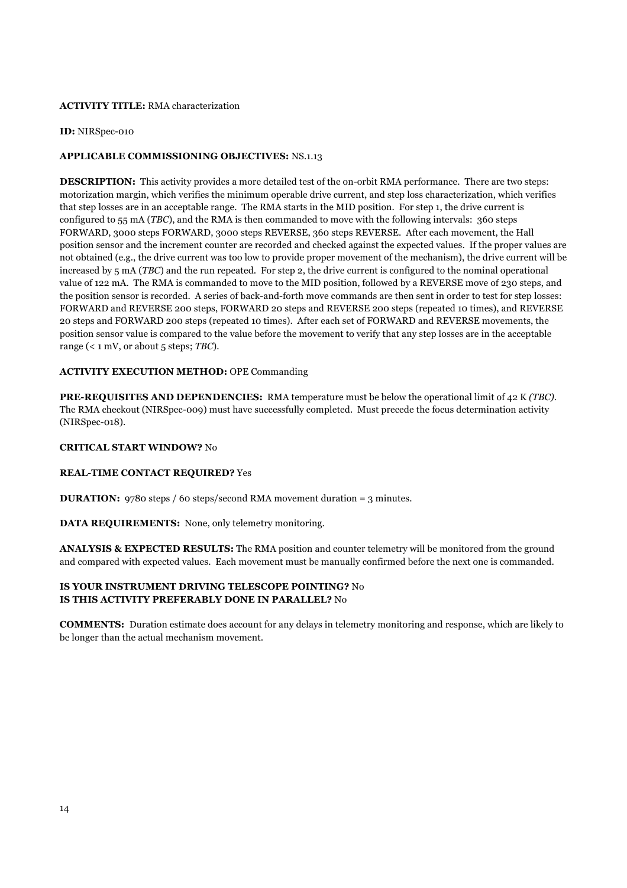**ACTIVITY TITLE:** RMA characterization

**ID:** NIRSpec-010

**APPLICABLE COMMISSIONING OBJECTIVES:** NS.1.13

**DESCRIPTION:** This activity provides a more detailed test of the on-orbit RMA performance. There are two steps: motorization margin, which verifies the minimum operable drive current, and step loss characterization, which verifies that step losses are in an acceptable range. The RMA starts in the MID position. For step 1, the drive current is configured to 55 mA (*TBC*), and the RMA is then commanded to move with the following intervals: 360 steps FORWARD, 3000 steps FORWARD, 3000 steps REVERSE, 360 steps REVERSE. After each movement, the Hall position sensor and the increment counter are recorded and checked against the expected values. If the proper values are not obtained (e.g., the drive current was too low to provide proper movement of the mechanism), the drive current will be increased by 5 mA (*TBC*) and the run repeated. For step 2, the drive current is configured to the nominal operational value of 122 mA. The RMA is commanded to move to the MID position, followed by a REVERSE move of 230 steps, and the position sensor is recorded. A series of back-and-forth move commands are then sent in order to test for step losses: FORWARD and REVERSE 200 steps, FORWARD 20 steps and REVERSE 200 steps (repeated 10 times), and REVERSE 20 steps and FORWARD 200 steps (repeated 10 times). After each set of FORWARD and REVERSE movements, the position sensor value is compared to the value before the movement to verify that any step losses are in the acceptable range (< 1 mV, or about 5 steps; *TBC*).

**ACTIVITY EXECUTION METHOD:** OPE Commanding

**PRE-REQUISITES AND DEPENDENCIES:** RMA temperature must be below the operational limit of 42 K *(TBC)*. The RMA checkout (NIRSpec-009) must have successfully completed. Must precede the focus determination activity (NIRSpec-018).

**CRITICAL START WINDOW?** No

**REAL-TIME CONTACT REQUIRED?** Yes

**DURATION:** 9780 steps / 60 steps/second RMA movement duration = 3 minutes.

**DATA REQUIREMENTS:** None, only telemetry monitoring.

**ANALYSIS & EXPECTED RESULTS:** The RMA position and counter telemetry will be monitored from the ground and compared with expected values. Each movement must be manually confirmed before the next one is commanded.

**IS YOUR INSTRUMENT DRIVING TELESCOPE POINTING?** No
**IS THIS ACTIVITY PREFERABLY DONE IN PARALLEL?** No

**COMMENTS:** Duration estimate does account for any delays in telemetry monitoring and response, which are likely to be longer than the actual mechanism movement.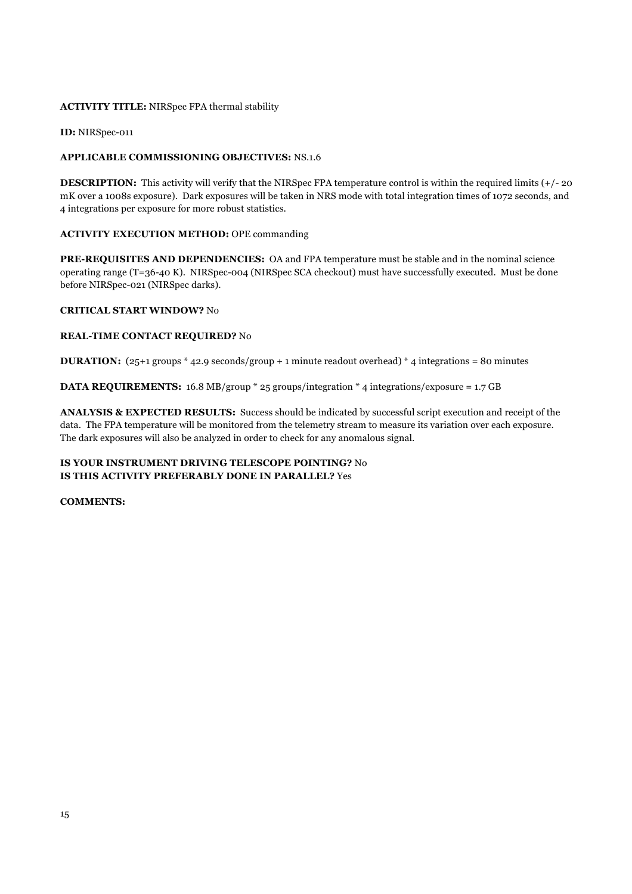**ACTIVITY TITLE:** NIRSpec FPA thermal stability

**ID:** NIRSpec-011

**APPLICABLE COMMISSIONING OBJECTIVES:** NS.1.6

**DESCRIPTION:** This activity will verify that the NIRSpec FPA temperature control is within the required limits (+/- 20 mK over a 1008s exposure). Dark exposures will be taken in NRS mode with total integration times of 1072 seconds, and 4 integrations per exposure for more robust statistics.

**ACTIVITY EXECUTION METHOD:** OPE commanding

**PRE-REQUISITES AND DEPENDENCIES:** OA and FPA temperature must be stable and in the nominal science operating range (T=36-40 K). NIRSpec-004 (NIRSpec SCA checkout) must have successfully executed. Must be done before NIRSpec-021 (NIRSpec darks).

**CRITICAL START WINDOW?** No

**REAL-TIME CONTACT REQUIRED?** No

**DURATION:** (25+1 groups * 42.9 seconds/group + 1 minute readout overhead) * 4 integrations = 80 minutes

**DATA REQUIREMENTS:** 16.8 MB/group * 25 groups/integration * 4 integrations/exposure = 1.7 GB

**ANALYSIS & EXPECTED RESULTS:** Success should be indicated by successful script execution and receipt of the data. The FPA temperature will be monitored from the telemetry stream to measure its variation over each exposure. The dark exposures will also be analyzed in order to check for any anomalous signal.

**IS YOUR INSTRUMENT DRIVING TELESCOPE POINTING?** No
**IS THIS ACTIVITY PREFERABLY DONE IN PARALLEL?** Yes

**COMMENTS:**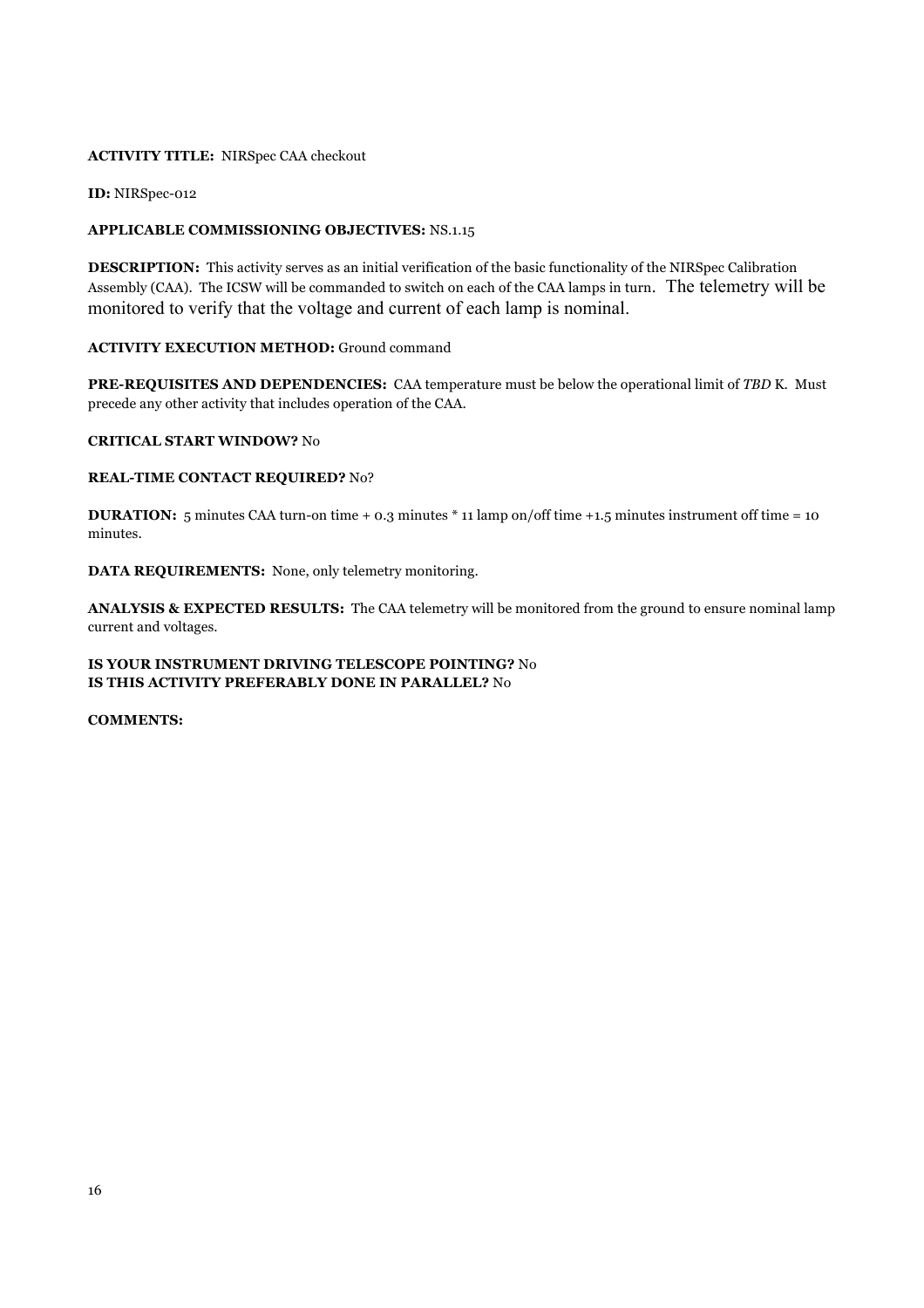**ACTIVITY TITLE:** NIRSpec CAA checkout

**ID:** NIRSpec-012

**APPLICABLE COMMISSIONING OBJECTIVES:** NS.1.15

**DESCRIPTION:** This activity serves as an initial verification of the basic functionality of the NIRSpec Calibration Assembly (CAA). The ICSW will be commanded to switch on each of the CAA lamps in turn. The telemetry will be monitored to verify that the voltage and current of each lamp is nominal.

**ACTIVITY EXECUTION METHOD:** Ground command

**PRE-REQUISITES AND DEPENDENCIES:** CAA temperature must be below the operational limit of *TBD* K. Must precede any other activity that includes operation of the CAA.

**CRITICAL START WINDOW?** No

**REAL-TIME CONTACT REQUIRED?** No?

**DURATION:** 5 minutes CAA turn-on time + 0.3 minutes * 11 lamp on/off time +1.5 minutes instrument off time = 10 minutes.

**DATA REQUIREMENTS:** None, only telemetry monitoring.

**ANALYSIS & EXPECTED RESULTS:** The CAA telemetry will be monitored from the ground to ensure nominal lamp current and voltages.

**IS YOUR INSTRUMENT DRIVING TELESCOPE POINTING?** No
**IS THIS ACTIVITY PREFERABLY DONE IN PARALLEL?** No

**COMMENTS:**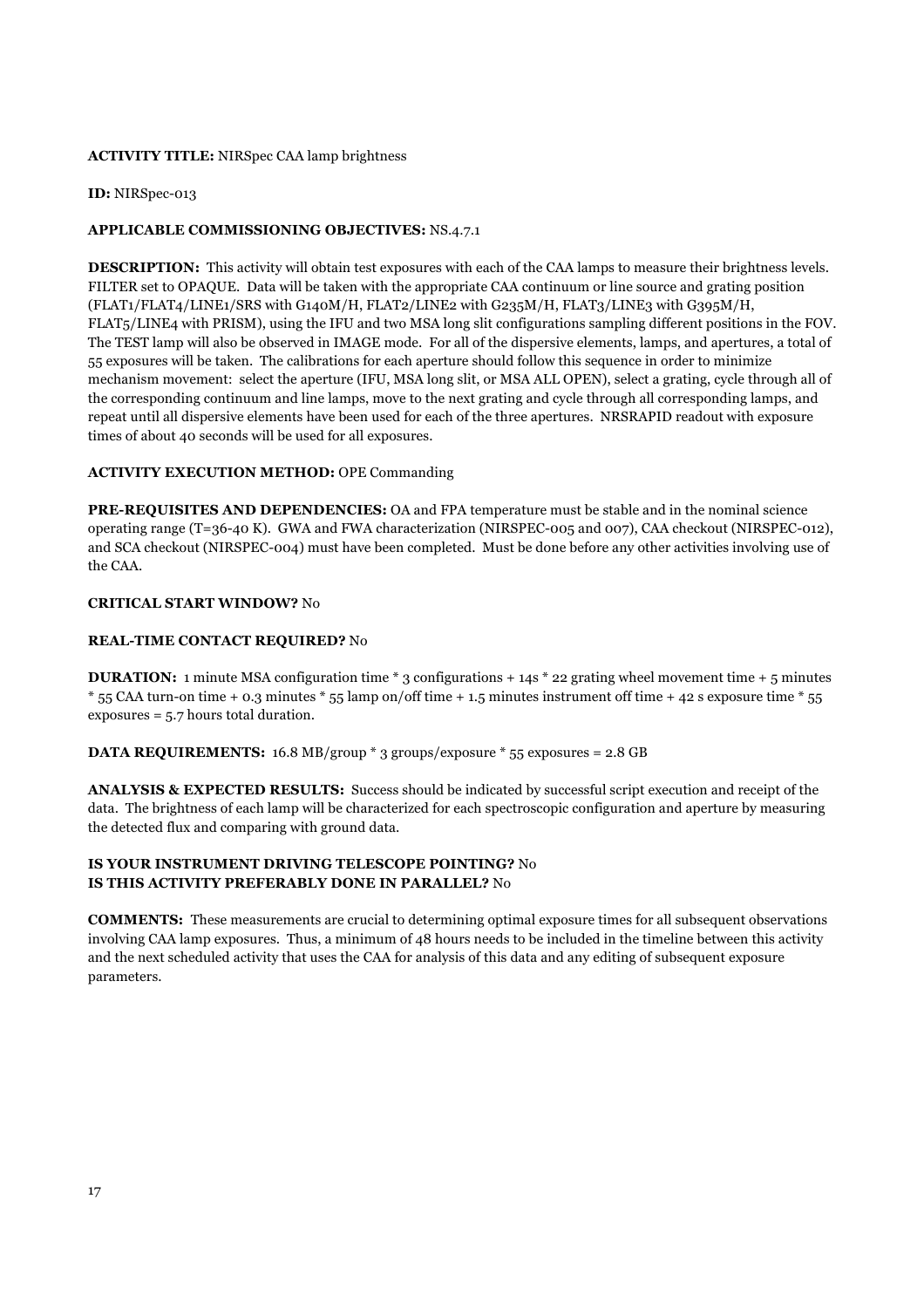**ACTIVITY TITLE:** NIRSpec CAA lamp brightness

**ID:** NIRSpec-013

**APPLICABLE COMMISSIONING OBJECTIVES:** NS.4.7.1

**DESCRIPTION:** This activity will obtain test exposures with each of the CAA lamps to measure their brightness levels. FILTER set to OPAQUE. Data will be taken with the appropriate CAA continuum or line source and grating position (FLAT1/FLAT4/LINE1/SRS with G140M/H, FLAT2/LINE2 with G235M/H, FLAT3/LINE3 with G395M/H, FLAT5/LINE4 with PRISM), using the IFU and two MSA long slit configurations sampling different positions in the FOV. The TEST lamp will also be observed in IMAGE mode. For all of the dispersive elements, lamps, and apertures, a total of 55 exposures will be taken. The calibrations for each aperture should follow this sequence in order to minimize mechanism movement: select the aperture (IFU, MSA long slit, or MSA ALL OPEN), select a grating, cycle through all of the corresponding continuum and line lamps, move to the next grating and cycle through all corresponding lamps, and repeat until all dispersive elements have been used for each of the three apertures. NRSRAPID readout with exposure times of about 40 seconds will be used for all exposures.

**ACTIVITY EXECUTION METHOD:** OPE Commanding

**PRE-REQUISITES AND DEPENDENCIES:** OA and FPA temperature must be stable and in the nominal science operating range (T=36-40 K). GWA and FWA characterization (NIRSPEC-005 and 007), CAA checkout (NIRSPEC-012), and SCA checkout (NIRSPEC-004) must have been completed. Must be done before any other activities involving use of the CAA.

**CRITICAL START WINDOW?** No

**REAL-TIME CONTACT REQUIRED?** No

**DURATION:** 1 minute MSA configuration time * 3 configurations + 14s * 22 grating wheel movement time + 5 minutes * 55 CAA turn-on time + 0.3 minutes * 55 lamp on/off time + 1.5 minutes instrument off time + 42 s exposure time * 55 exposures = 5.7 hours total duration.

**DATA REQUIREMENTS:** 16.8 MB/group * 3 groups/exposure * 55 exposures = 2.8 GB

**ANALYSIS & EXPECTED RESULTS:** Success should be indicated by successful script execution and receipt of the data. The brightness of each lamp will be characterized for each spectroscopic configuration and aperture by measuring the detected flux and comparing with ground data.

**IS YOUR INSTRUMENT DRIVING TELESCOPE POINTING?** No
**IS THIS ACTIVITY PREFERABLY DONE IN PARALLEL?** No

**COMMENTS:** These measurements are crucial to determining optimal exposure times for all subsequent observations involving CAA lamp exposures. Thus, a minimum of 48 hours needs to be included in the timeline between this activity and the next scheduled activity that uses the CAA for analysis of this data and any editing of subsequent exposure parameters.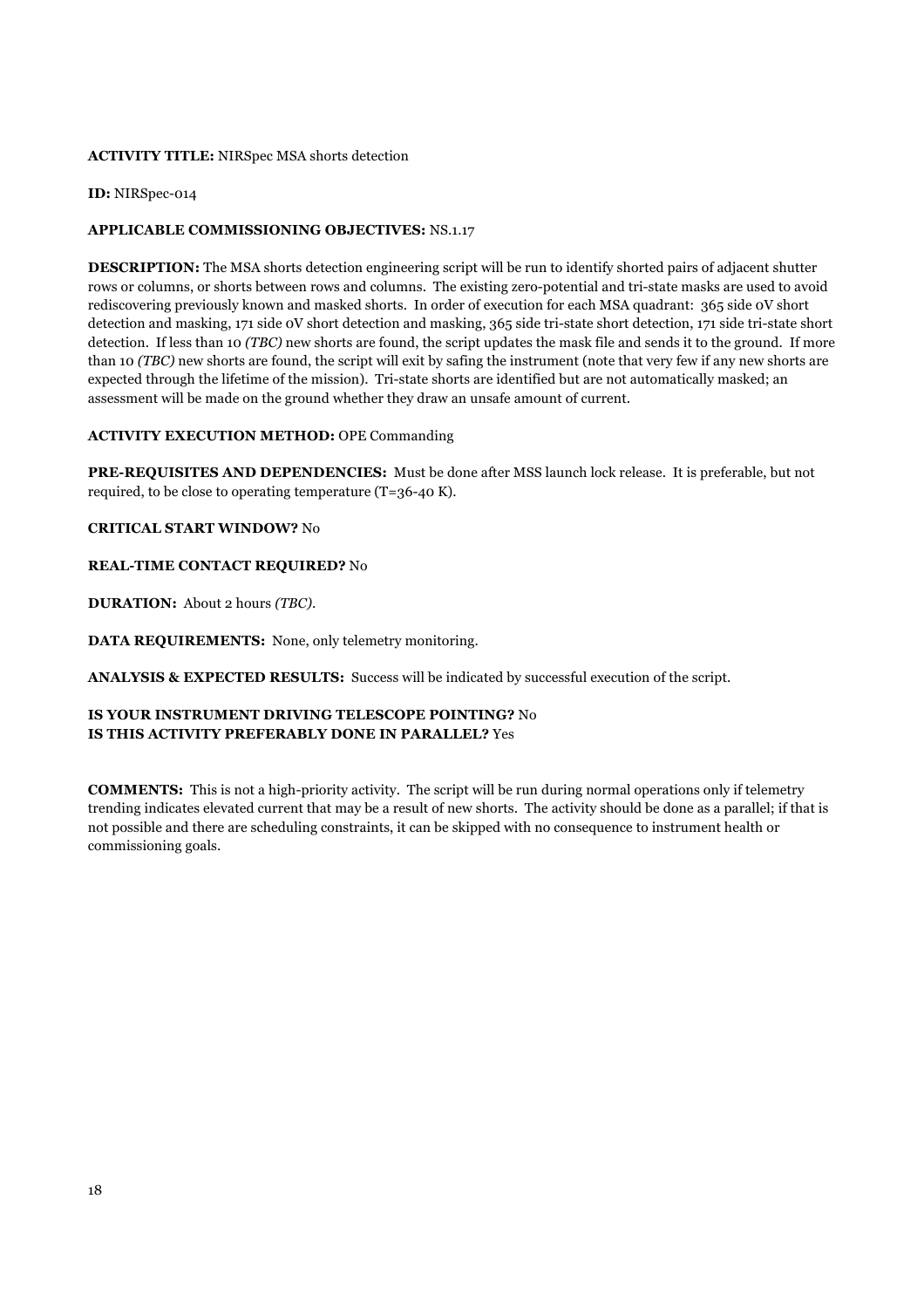**ACTIVITY TITLE:** NIRSpec MSA shorts detection

**ID:** NIRSpec-014

**APPLICABLE COMMISSIONING OBJECTIVES:** NS.1.17

**DESCRIPTION:** The MSA shorts detection engineering script will be run to identify shorted pairs of adjacent shutter rows or columns, or shorts between rows and columns. The existing zero-potential and tri-state masks are used to avoid rediscovering previously known and masked shorts. In order of execution for each MSA quadrant: 365 side 0V short detection and masking, 171 side 0V short detection and masking, 365 side tri-state short detection, 171 side tri-state short detection. If less than 10 *(TBC)* new shorts are found, the script updates the mask file and sends it to the ground. If more than 10 *(TBC)* new shorts are found, the script will exit by safing the instrument (note that very few if any new shorts are expected through the lifetime of the mission). Tri-state shorts are identified but are not automatically masked; an assessment will be made on the ground whether they draw an unsafe amount of current.

**ACTIVITY EXECUTION METHOD:** OPE Commanding

**PRE-REQUISITES AND DEPENDENCIES:** Must be done after MSS launch lock release. It is preferable, but not required, to be close to operating temperature (T=36-40 K).

**CRITICAL START WINDOW?** No

**REAL-TIME CONTACT REQUIRED?** No

**DURATION:** About 2 hours *(TBC)*.

**DATA REQUIREMENTS:** None, only telemetry monitoring.

**ANALYSIS & EXPECTED RESULTS:** Success will be indicated by successful execution of the script.

**IS YOUR INSTRUMENT DRIVING TELESCOPE POINTING?** No
**IS THIS ACTIVITY PREFERABLY DONE IN PARALLEL?** Yes

**COMMENTS:** This is not a high-priority activity. The script will be run during normal operations only if telemetry trending indicates elevated current that may be a result of new shorts. The activity should be done as a parallel; if that is not possible and there are scheduling constraints, it can be skipped with no consequence to instrument health or commissioning goals.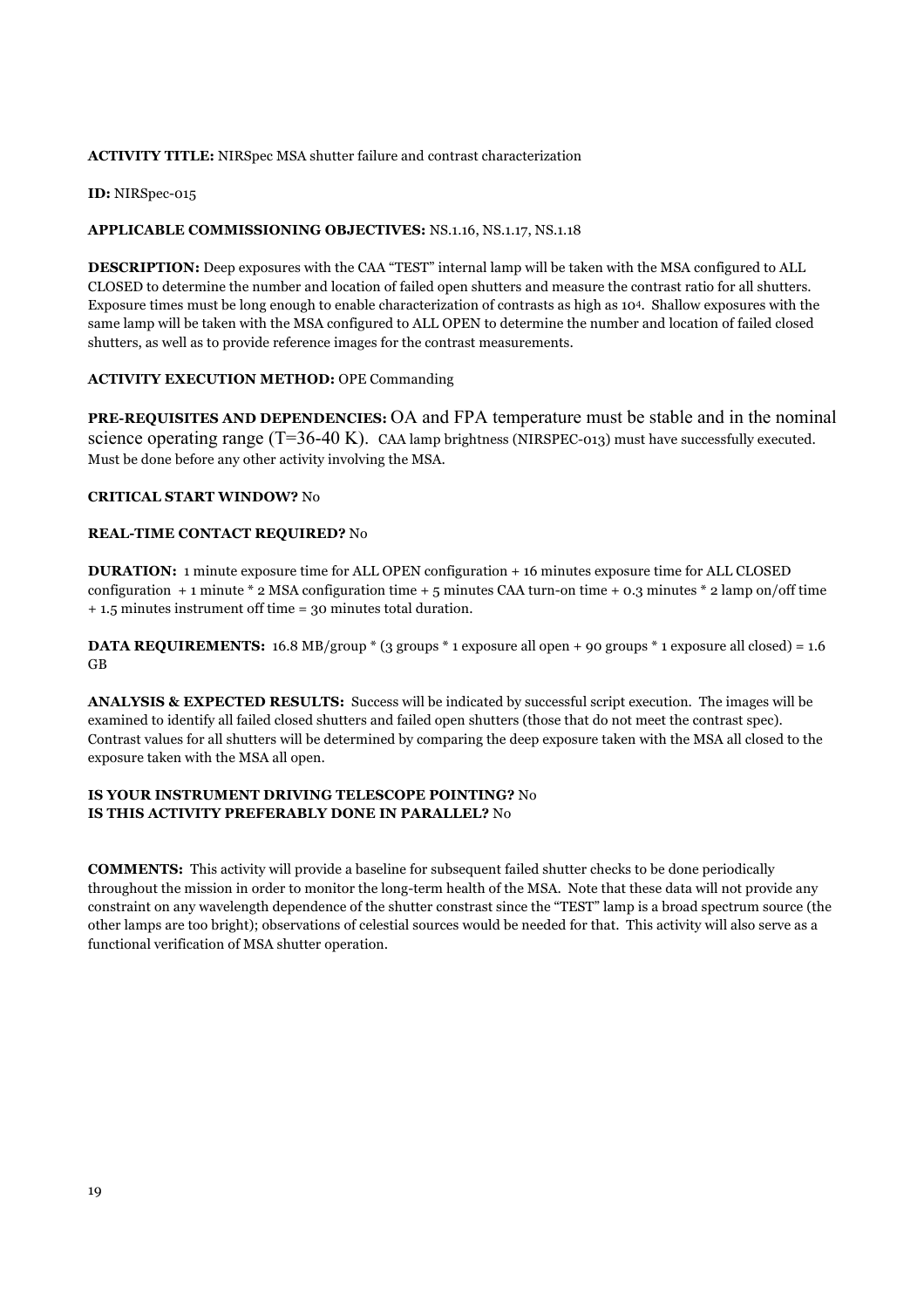**ACTIVITY TITLE:** NIRSpec MSA shutter failure and contrast characterization

**ID:** NIRSpec-015

**APPLICABLE COMMISSIONING OBJECTIVES:** NS.1.16, NS.1.17, NS.1.18

**DESCRIPTION:** Deep exposures with the CAA "TEST" internal lamp will be taken with the MSA configured to ALL CLOSED to determine the number and location of failed open shutters and measure the contrast ratio for all shutters. Exposure times must be long enough to enable characterization of contrasts as high as $10^4$. Shallow exposures with the same lamp will be taken with the MSA configured to ALL OPEN to determine the number and location of failed closed shutters, as well as to provide reference images for the contrast measurements.

**ACTIVITY EXECUTION METHOD:** OPE Commanding

**PRE-REQUISITES AND DEPENDENCIES:** OA and FPA temperature must be stable and in the nominal science operating range (T=36-40 K). CAA lamp brightness (NIRSPEC-013) must have successfully executed. Must be done before any other activity involving the MSA.

**CRITICAL START WINDOW?** No

**REAL-TIME CONTACT REQUIRED?** No

**DURATION:** 1 minute exposure time for ALL OPEN configuration + 16 minutes exposure time for ALL CLOSED configuration + 1 minute * 2 MSA configuration time + 5 minutes CAA turn-on time + 0.3 minutes * 2 lamp on/off time + 1.5 minutes instrument off time = 30 minutes total duration.

**DATA REQUIREMENTS:** 16.8 MB/group * (3 groups * 1 exposure all open + 90 groups * 1 exposure all closed) = 1.6 GB

**ANALYSIS & EXPECTED RESULTS:** Success will be indicated by successful script execution. The images will be examined to identify all failed closed shutters and failed open shutters (those that do not meet the contrast spec). Contrast values for all shutters will be determined by comparing the deep exposure taken with the MSA all closed to the exposure taken with the MSA all open.

**IS YOUR INSTRUMENT DRIVING TELESCOPE POINTING?** No
**IS THIS ACTIVITY PREFERABLY DONE IN PARALLEL?** No

**COMMENTS:** This activity will provide a baseline for subsequent failed shutter checks to be done periodically throughout the mission in order to monitor the long-term health of the MSA. Note that these data will not provide any constraint on any wavelength dependence of the shutter constrast since the "TEST" lamp is a broad spectrum source (the other lamps are too bright); observations of celestial sources would be needed for that. This activity will also serve as a functional verification of MSA shutter operation.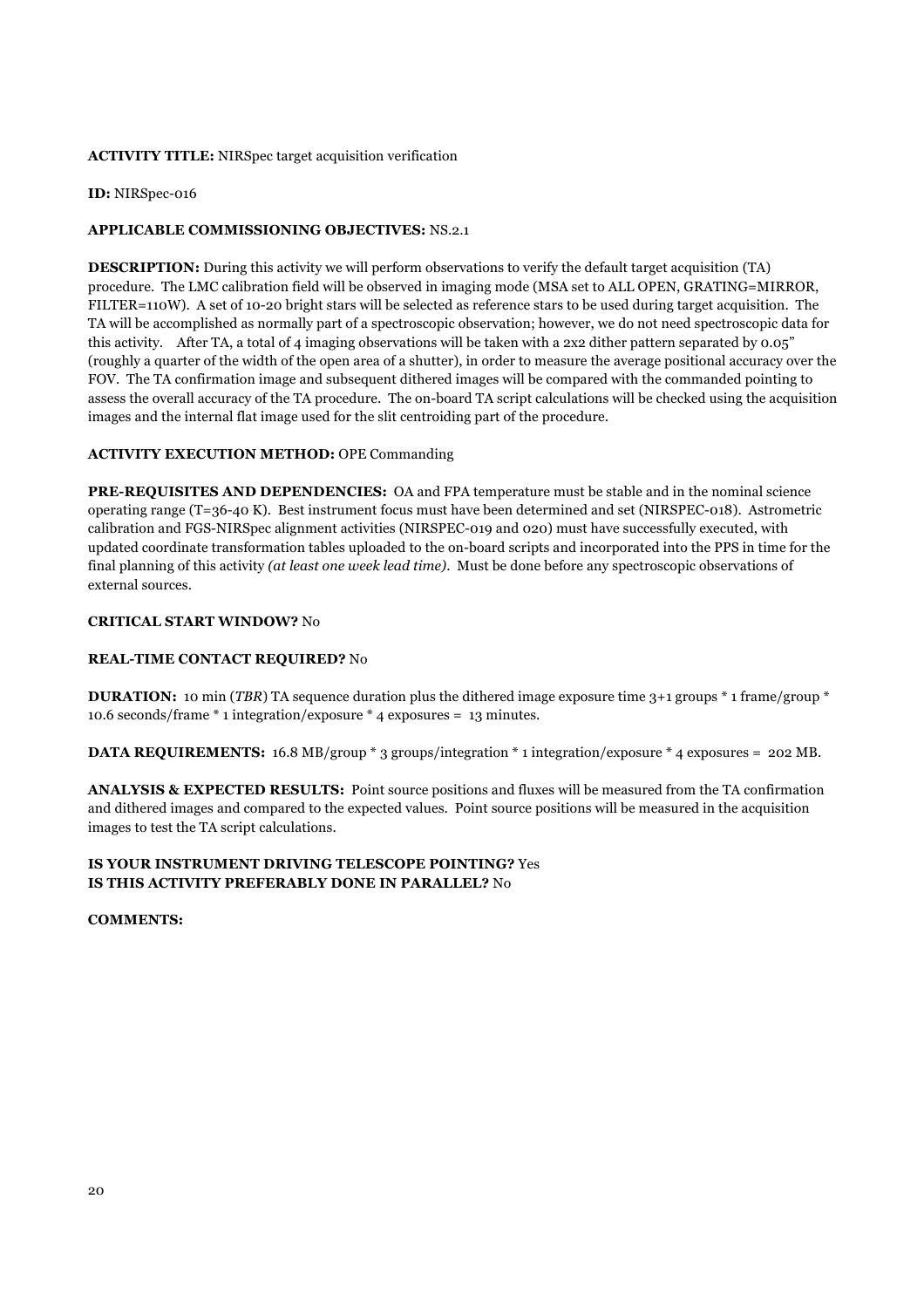**ACTIVITY TITLE:** NIRSpec target acquisition verification

**ID:** NIRSpec-016

**APPLICABLE COMMISSIONING OBJECTIVES:** NS.2.1

**DESCRIPTION:** During this activity we will perform observations to verify the default target acquisition (TA) procedure. The LMC calibration field will be observed in imaging mode (MSA set to ALL OPEN, GRATING=MIRROR, FILTER=110W). A set of 10-20 bright stars will be selected as reference stars to be used during target acquisition. The TA will be accomplished as normally part of a spectroscopic observation; however, we do not need spectroscopic data for this activity. After TA, a total of 4 imaging observations will be taken with a 2x2 dither pattern separated by 0.05" (roughly a quarter of the width of the open area of a shutter), in order to measure the average positional accuracy over the FOV. The TA confirmation image and subsequent dithered images will be compared with the commanded pointing to assess the overall accuracy of the TA procedure. The on-board TA script calculations will be checked using the acquisition images and the internal flat image used for the slit centroiding part of the procedure.

**ACTIVITY EXECUTION METHOD:** OPE Commanding

**PRE-REQUISITES AND DEPENDENCIES:** OA and FPA temperature must be stable and in the nominal science operating range (T=36-40 K). Best instrument focus must have been determined and set (NIRSPEC-018). Astrometric calibration and FGS-NIRSpec alignment activities (NIRSPEC-019 and 020) must have successfully executed, with updated coordinate transformation tables uploaded to the on-board scripts and incorporated into the PPS in time for the final planning of this activity *(at least one week lead time)*. Must be done before any spectroscopic observations of external sources.

**CRITICAL START WINDOW?** No

**REAL-TIME CONTACT REQUIRED?** No

**DURATION:** 10 min (*TBR*) TA sequence duration plus the dithered image exposure time 3+1 groups * 1 frame/group * 10.6 seconds/frame * 1 integration/exposure * 4 exposures = 13 minutes.

**DATA REQUIREMENTS:** 16.8 MB/group * 3 groups/integration * 1 integration/exposure * 4 exposures = 202 MB.

**ANALYSIS & EXPECTED RESULTS:** Point source positions and fluxes will be measured from the TA confirmation and dithered images and compared to the expected values. Point source positions will be measured in the acquisition images to test the TA script calculations.

**IS YOUR INSTRUMENT DRIVING TELESCOPE POINTING?** Yes
**IS THIS ACTIVITY PREFERABLY DONE IN PARALLEL?** No

**COMMENTS:**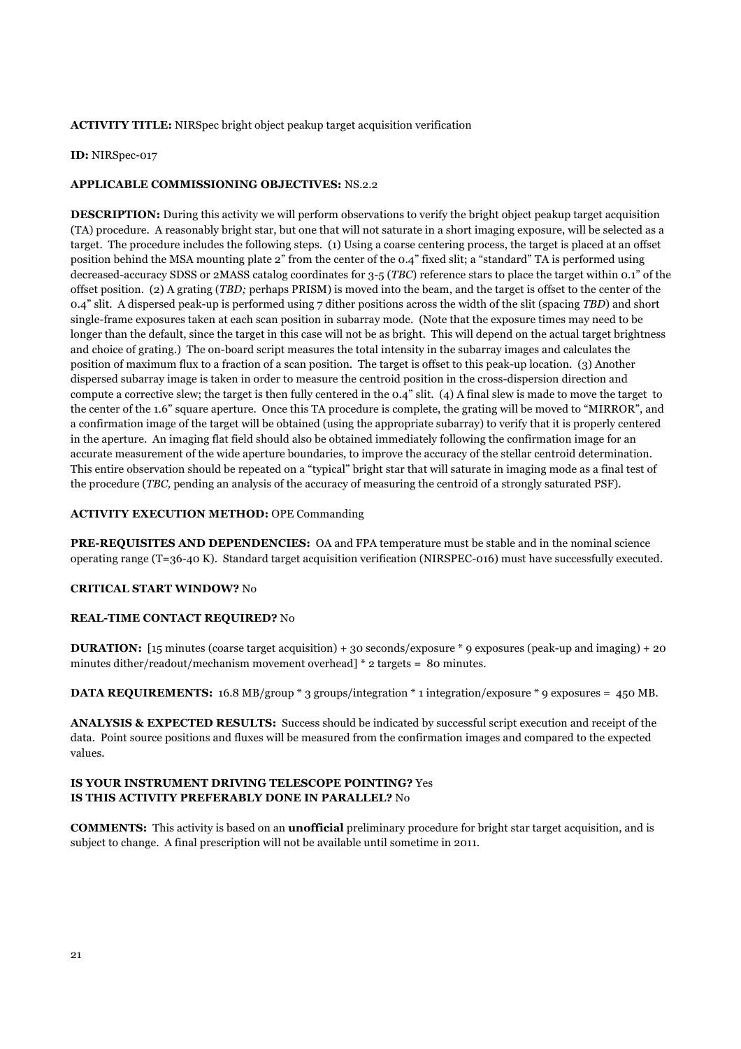**ACTIVITY TITLE:** NIRSpec bright object peakup target acquisition verification

**ID:** NIRSpec-017

**APPLICABLE COMMISSIONING OBJECTIVES:** NS.2.2

**DESCRIPTION:** During this activity we will perform observations to verify the bright object peakup target acquisition (TA) procedure. A reasonably bright star, but one that will not saturate in a short imaging exposure, will be selected as a target. The procedure includes the following steps. (1) Using a coarse centering process, the target is placed at an offset position behind the MSA mounting plate 2" from the center of the 0.4" fixed slit; a "standard" TA is performed using decreased-accuracy SDSS or 2MASS catalog coordinates for 3-5 (*TBC*) reference stars to place the target within 0.1" of the offset position. (2) A grating (*TBD;* perhaps PRISM) is moved into the beam, and the target is offset to the center of the 0.4" slit. A dispersed peak-up is performed using 7 dither positions across the width of the slit (spacing *TBD*) and short single-frame exposures taken at each scan position in subarray mode. (Note that the exposure times may need to be longer than the default, since the target in this case will not be as bright. This will depend on the actual target brightness and choice of grating.) The on-board script measures the total intensity in the subarray images and calculates the position of maximum flux to a fraction of a scan position. The target is offset to this peak-up location. (3) Another dispersed subarray image is taken in order to measure the centroid position in the cross-dispersion direction and compute a corrective slew; the target is then fully centered in the 0.4" slit. (4) A final slew is made to move the target to the center of the 1.6" square aperture. Once this TA procedure is complete, the grating will be moved to "MIRROR", and a confirmation image of the target will be obtained (using the appropriate subarray) to verify that it is properly centered in the aperture. An imaging flat field should also be obtained immediately following the confirmation image for an accurate measurement of the wide aperture boundaries, to improve the accuracy of the stellar centroid determination. This entire observation should be repeated on a "typical" bright star that will saturate in imaging mode as a final test of the procedure (*TBC,* pending an analysis of the accuracy of measuring the centroid of a strongly saturated PSF).

**ACTIVITY EXECUTION METHOD:** OPE Commanding

**PRE-REQUISITES AND DEPENDENCIES:** OA and FPA temperature must be stable and in the nominal science operating range (T=36-40 K). Standard target acquisition verification (NIRSPEC-016) must have successfully executed.

**CRITICAL START WINDOW?** No

**REAL-TIME CONTACT REQUIRED?** No

**DURATION:** [15 minutes (coarse target acquisition) + 30 seconds/exposure * 9 exposures (peak-up and imaging) + 20 minutes dither/readout/mechanism movement overhead] * 2 targets = 80 minutes.

**DATA REQUIREMENTS:** 16.8 MB/group * 3 groups/integration * 1 integration/exposure * 9 exposures = 450 MB.

**ANALYSIS & EXPECTED RESULTS:** Success should be indicated by successful script execution and receipt of the data. Point source positions and fluxes will be measured from the confirmation images and compared to the expected values.

**IS YOUR INSTRUMENT DRIVING TELESCOPE POINTING?** Yes
**IS THIS ACTIVITY PREFERABLY DONE IN PARALLEL?** No

**COMMENTS:** This activity is based on an **unofficial** preliminary procedure for bright star target acquisition, and is subject to change. A final prescription will not be available until sometime in 2011.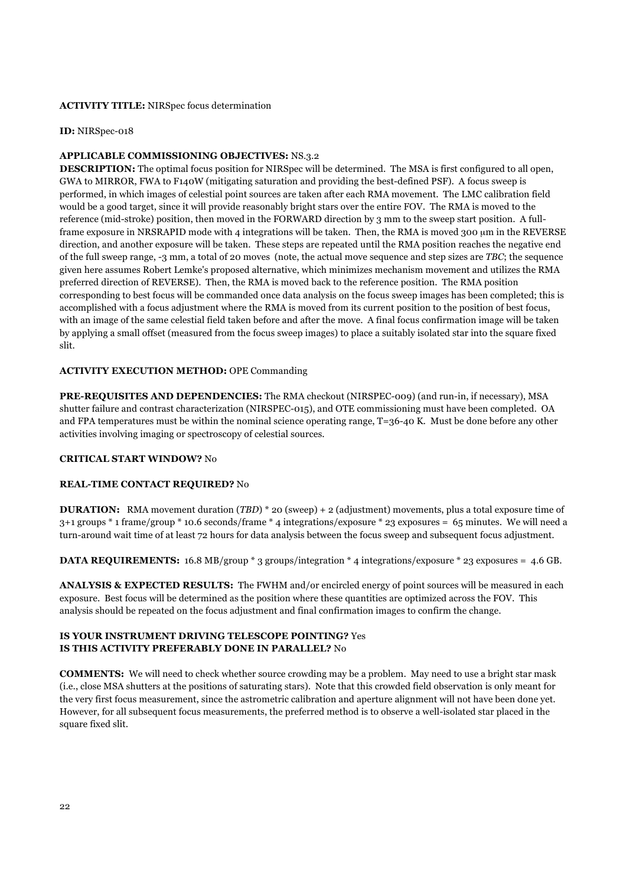**ACTIVITY TITLE:** NIRSpec focus determination

**ID:** NIRSpec-018

**APPLICABLE COMMISSIONING OBJECTIVES:** NS.3.2

**DESCRIPTION:** The optimal focus position for NIRSpec will be determined. The MSA is first configured to all open, GWA to MIRROR, FWA to F140W (mitigating saturation and providing the best-defined PSF). A focus sweep is performed, in which images of celestial point sources are taken after each RMA movement. The LMC calibration field would be a good target, since it will provide reasonably bright stars over the entire FOV. The RMA is moved to the reference (mid-stroke) position, then moved in the FORWARD direction by 3 mm to the sweep start position. A full-frame exposure in NRSRAPID mode with 4 integrations will be taken. Then, the RMA is moved 300 μm in the REVERSE direction, and another exposure will be taken. These steps are repeated until the RMA position reaches the negative end of the full sweep range, -3 mm, a total of 20 moves (note, the actual move sequence and step sizes are *TBC*; the sequence given here assumes Robert Lemke's proposed alternative, which minimizes mechanism movement and utilizes the RMA preferred direction of REVERSE). Then, the RMA is moved back to the reference position. The RMA position corresponding to best focus will be commanded once data analysis on the focus sweep images has been completed; this is accomplished with a focus adjustment where the RMA is moved from its current position to the position of best focus, with an image of the same celestial field taken before and after the move. A final focus confirmation image will be taken by applying a small offset (measured from the focus sweep images) to place a suitably isolated star into the square fixed slit.

**ACTIVITY EXECUTION METHOD:** OPE Commanding

**PRE-REQUISITES AND DEPENDENCIES:** The RMA checkout (NIRSPEC-009) (and run-in, if necessary), MSA shutter failure and contrast characterization (NIRSPEC-015), and OTE commissioning must have been completed. OA and FPA temperatures must be within the nominal science operating range, T=36-40 K. Must be done before any other activities involving imaging or spectroscopy of celestial sources.

**CRITICAL START WINDOW?** No

**REAL-TIME CONTACT REQUIRED?** No

**DURATION:** RMA movement duration (*TBD*) * 20 (sweep) + 2 (adjustment) movements, plus a total exposure time of 3+1 groups * 1 frame/group * 10.6 seconds/frame * 4 integrations/exposure * 23 exposures = 65 minutes. We will need a turn-around wait time of at least 72 hours for data analysis between the focus sweep and subsequent focus adjustment.

**DATA REQUIREMENTS:** 16.8 MB/group * 3 groups/integration * 4 integrations/exposure * 23 exposures = 4.6 GB.

**ANALYSIS & EXPECTED RESULTS:** The FWHM and/or encircled energy of point sources will be measured in each exposure. Best focus will be determined as the position where these quantities are optimized across the FOV. This analysis should be repeated on the focus adjustment and final confirmation images to confirm the change.

**IS YOUR INSTRUMENT DRIVING TELESCOPE POINTING?** Yes
**IS THIS ACTIVITY PREFERABLY DONE IN PARALLEL?** No

**COMMENTS:** We will need to check whether source crowding may be a problem. May need to use a bright star mask (i.e., close MSA shutters at the positions of saturating stars). Note that this crowded field observation is only meant for the very first focus measurement, since the astrometric calibration and aperture alignment will not have been done yet. However, for all subsequent focus measurements, the preferred method is to observe a well-isolated star placed in the square fixed slit.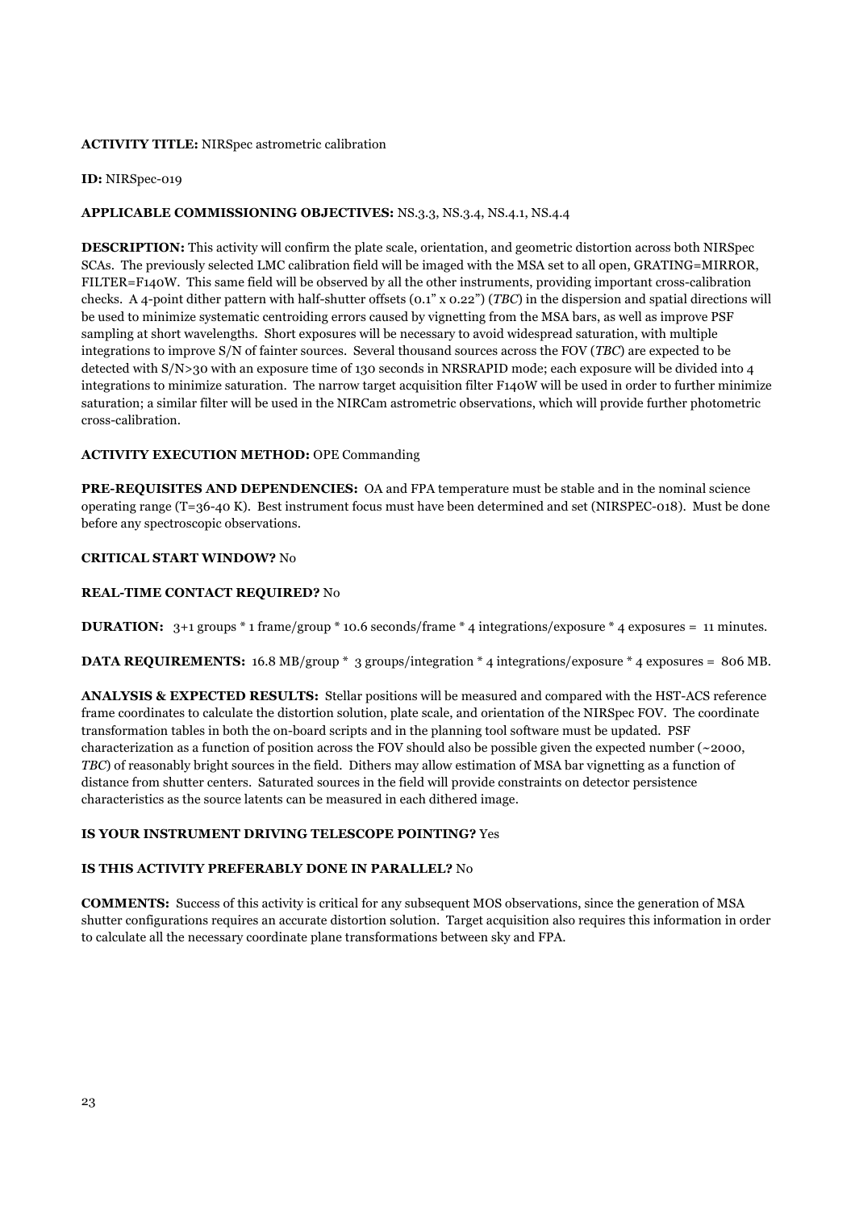**ACTIVITY TITLE:** NIRSpec astrometric calibration

**ID:** NIRSpec-019

**APPLICABLE COMMISSIONING OBJECTIVES:** NS.3.3, NS.3.4, NS.4.1, NS.4.4

**DESCRIPTION:** This activity will confirm the plate scale, orientation, and geometric distortion across both NIRSpec SCAs. The previously selected LMC calibration field will be imaged with the MSA set to all open, GRATING=MIRROR, FILTER=F140W. This same field will be observed by all the other instruments, providing important cross-calibration checks. A 4-point dither pattern with half-shutter offsets (0.1" x 0.22") (*TBC*) in the dispersion and spatial directions will be used to minimize systematic centroiding errors caused by vignetting from the MSA bars, as well as improve PSF sampling at short wavelengths. Short exposures will be necessary to avoid widespread saturation, with multiple integrations to improve S/N of fainter sources. Several thousand sources across the FOV (*TBC*) are expected to be detected with S/N>30 with an exposure time of 130 seconds in NRSRAPID mode; each exposure will be divided into 4 integrations to minimize saturation. The narrow target acquisition filter F140W will be used in order to further minimize saturation; a similar filter will be used in the NIRCam astrometric observations, which will provide further photometric cross-calibration.

**ACTIVITY EXECUTION METHOD:** OPE Commanding

**PRE-REQUISITES AND DEPENDENCIES:** OA and FPA temperature must be stable and in the nominal science operating range (T=36-40 K). Best instrument focus must have been determined and set (NIRSPEC-018). Must be done before any spectroscopic observations.

**CRITICAL START WINDOW?** No

**REAL-TIME CONTACT REQUIRED?** No

**DURATION:** 3+1 groups * 1 frame/group * 10.6 seconds/frame * 4 integrations/exposure * 4 exposures = 11 minutes.

**DATA REQUIREMENTS:** 16.8 MB/group * 3 groups/integration * 4 integrations/exposure * 4 exposures = 806 MB.

**ANALYSIS & EXPECTED RESULTS:** Stellar positions will be measured and compared with the HST-ACS reference frame coordinates to calculate the distortion solution, plate scale, and orientation of the NIRSpec FOV. The coordinate transformation tables in both the on-board scripts and in the planning tool software must be updated. PSF characterization as a function of position across the FOV should also be possible given the expected number (~2000, *TBC*) of reasonably bright sources in the field. Dithers may allow estimation of MSA bar vignetting as a function of distance from shutter centers. Saturated sources in the field will provide constraints on detector persistence characteristics as the source latents can be measured in each dithered image.

**IS YOUR INSTRUMENT DRIVING TELESCOPE POINTING?** Yes

**IS THIS ACTIVITY PREFERABLY DONE IN PARALLEL?** No

**COMMENTS:** Success of this activity is critical for any subsequent MOS observations, since the generation of MSA shutter configurations requires an accurate distortion solution. Target acquisition also requires this information in order to calculate all the necessary coordinate plane transformations between sky and FPA.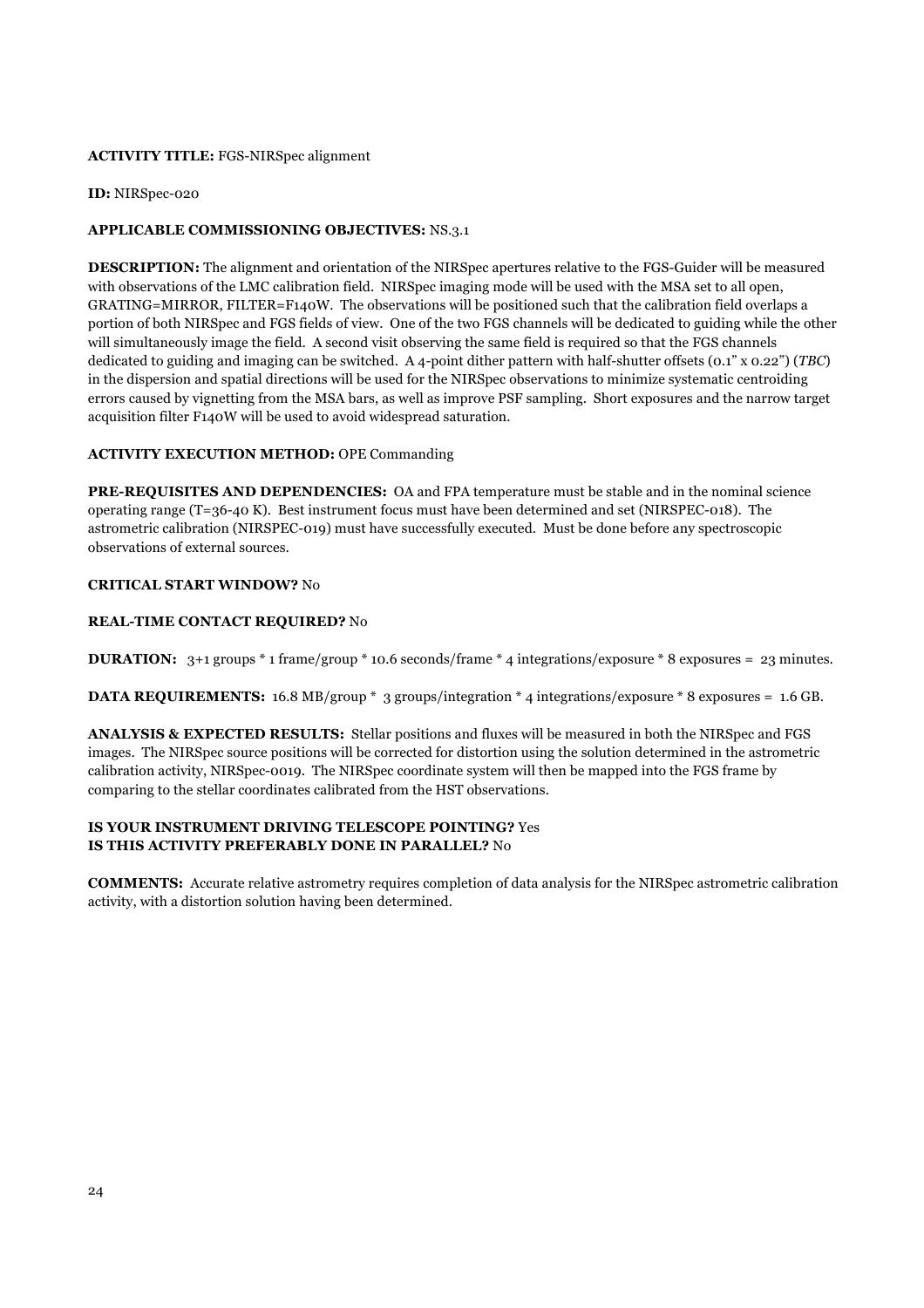**ACTIVITY TITLE:** FGS-NIRSpec alignment

**ID:** NIRSpec-020

**APPLICABLE COMMISSIONING OBJECTIVES:** NS.3.1

**DESCRIPTION:** The alignment and orientation of the NIRSpec apertures relative to the FGS-Guider will be measured with observations of the LMC calibration field. NIRSpec imaging mode will be used with the MSA set to all open, GRATING=MIRROR, FILTER=F140W. The observations will be positioned such that the calibration field overlaps a portion of both NIRSpec and FGS fields of view. One of the two FGS channels will be dedicated to guiding while the other will simultaneously image the field. A second visit observing the same field is required so that the FGS channels dedicated to guiding and imaging can be switched. A 4-point dither pattern with half-shutter offsets (0.1" x 0.22") (*TBC*) in the dispersion and spatial directions will be used for the NIRSpec observations to minimize systematic centroiding errors caused by vignetting from the MSA bars, as well as improve PSF sampling. Short exposures and the narrow target acquisition filter F140W will be used to avoid widespread saturation.

**ACTIVITY EXECUTION METHOD:** OPE Commanding

**PRE-REQUISITES AND DEPENDENCIES:** OA and FPA temperature must be stable and in the nominal science operating range (T=36-40 K). Best instrument focus must have been determined and set (NIRSPEC-018). The astrometric calibration (NIRSPEC-019) must have successfully executed. Must be done before any spectroscopic observations of external sources.

**CRITICAL START WINDOW?** No

**REAL-TIME CONTACT REQUIRED?** No

**DURATION:** 3+1 groups * 1 frame/group * 10.6 seconds/frame * 4 integrations/exposure * 8 exposures = 23 minutes.

**DATA REQUIREMENTS:** 16.8 MB/group * 3 groups/integration * 4 integrations/exposure * 8 exposures = 1.6 GB.

**ANALYSIS & EXPECTED RESULTS:** Stellar positions and fluxes will be measured in both the NIRSpec and FGS images. The NIRSpec source positions will be corrected for distortion using the solution determined in the astrometric calibration activity, NIRSpec-0019. The NIRSpec coordinate system will then be mapped into the FGS frame by comparing to the stellar coordinates calibrated from the HST observations.

**IS YOUR INSTRUMENT DRIVING TELESCOPE POINTING?** Yes
**IS THIS ACTIVITY PREFERABLY DONE IN PARALLEL?** No

**COMMENTS:** Accurate relative astrometry requires completion of data analysis for the NIRSpec astrometric calibration activity, with a distortion solution having been determined.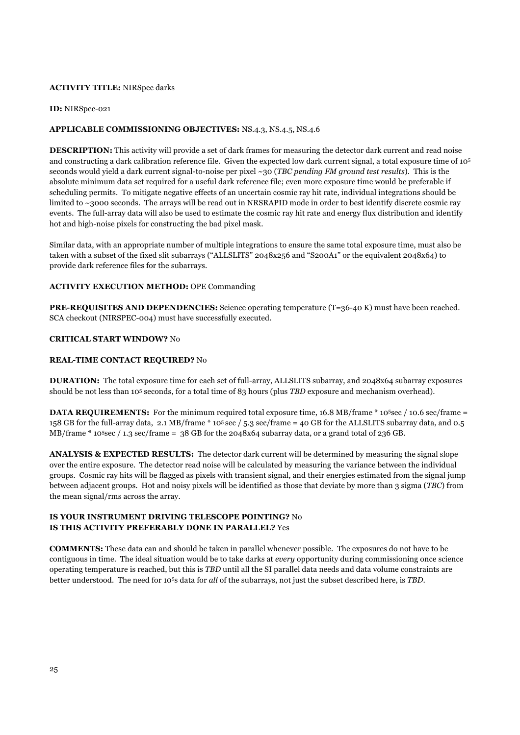**ACTIVITY TITLE:** NIRSpec darks

**ID:** NIRSpec-021

**APPLICABLE COMMISSIONING OBJECTIVES:** NS.4.3, NS.4.5, NS.4.6

**DESCRIPTION:** This activity will provide a set of dark frames for measuring the detector dark current and read noise and constructing a dark calibration reference file. Given the expected low dark current signal, a total exposure time of $10^5$ seconds would yield a dark current signal-to-noise per pixel ~30 (*TBC pending FM ground test results*). This is the absolute minimum data set required for a useful dark reference file; even more exposure time would be preferable if scheduling permits. To mitigate negative effects of an uncertain cosmic ray hit rate, individual integrations should be limited to ~3000 seconds. The arrays will be read out in NRSRAPID mode in order to best identify discrete cosmic ray events. The full-array data will also be used to estimate the cosmic ray hit rate and energy flux distribution and identify hot and high-noise pixels for constructing the bad pixel mask.

Similar data, with an appropriate number of multiple integrations to ensure the same total exposure time, must also be taken with a subset of the fixed slit subarrays ("ALLSLITS" 2048x256 and "S200A1" or the equivalent 2048x64) to provide dark reference files for the subarrays.

**ACTIVITY EXECUTION METHOD:** OPE Commanding

**PRE-REQUISITES AND DEPENDENCIES:** Science operating temperature (T=36-40 K) must have been reached. SCA checkout (NIRSPEC-004) must have successfully executed.

**CRITICAL START WINDOW?** No

**REAL-TIME CONTACT REQUIRED?** No

**DURATION:** The total exposure time for each set of full-array, ALLSLITS subarray, and 2048x64 subarray exposures should be not less than $10^5$ seconds, for a total time of 83 hours (plus *TBD* exposure and mechanism overhead).

**DATA REQUIREMENTS:** For the minimum required total exposure time, 16.8 MB/frame * $10^5$sec / 10.6 sec/frame = 158 GB for the full-array data, 2.1 MB/frame * $10^5$ sec / 5.3 sec/frame = 40 GB for the ALLSLITS subarray data, and 0.5 MB/frame * $10^5$sec / 1.3 sec/frame = 38 GB for the 2048x64 subarray data, or a grand total of 236 GB.

**ANALYSIS & EXPECTED RESULTS:** The detector dark current will be determined by measuring the signal slope over the entire exposure. The detector read noise will be calculated by measuring the variance between the individual groups. Cosmic ray hits will be flagged as pixels with transient signal, and their energies estimated from the signal jump between adjacent groups. Hot and noisy pixels will be identified as those that deviate by more than 3 sigma (*TBC*) from the mean signal/rms across the array.

**IS YOUR INSTRUMENT DRIVING TELESCOPE POINTING?** No
**IS THIS ACTIVITY PREFERABLY DONE IN PARALLEL?** Yes

**COMMENTS:** These data can and should be taken in parallel whenever possible. The exposures do not have to be contiguous in time. The ideal situation would be to take darks at *every* opportunity during commissioning once science operating temperature is reached, but this is *TBD* until all the SI parallel data needs and data volume constraints are better understood. The need for $10^5$s data for *all* of the subarrays, not just the subset described here, is *TBD*.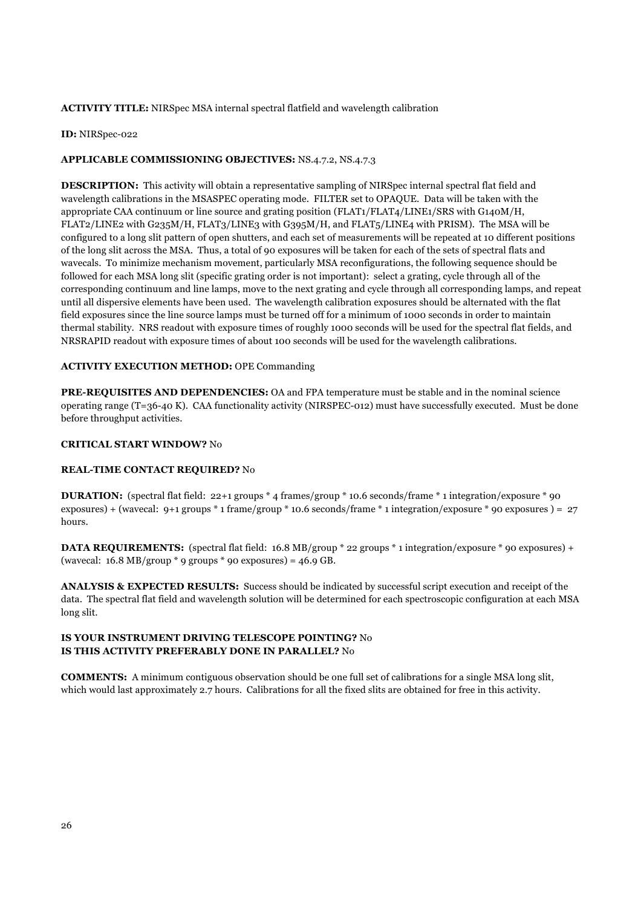**ACTIVITY TITLE:** NIRSpec MSA internal spectral flatfield and wavelength calibration

**ID:** NIRSpec-022

**APPLICABLE COMMISSIONING OBJECTIVES:** NS.4.7.2, NS.4.7.3

**DESCRIPTION:** This activity will obtain a representative sampling of NIRSpec internal spectral flat field and wavelength calibrations in the MSASPEC operating mode. FILTER set to OPAQUE. Data will be taken with the appropriate CAA continuum or line source and grating position (FLAT1/FLAT4/LINE1/SRS with G140M/H, FLAT2/LINE2 with G235M/H, FLAT3/LINE3 with G395M/H, and FLAT5/LINE4 with PRISM). The MSA will be configured to a long slit pattern of open shutters, and each set of measurements will be repeated at 10 different positions of the long slit across the MSA. Thus, a total of 90 exposures will be taken for each of the sets of spectral flats and wavecals. To minimize mechanism movement, particularly MSA reconfigurations, the following sequence should be followed for each MSA long slit (specific grating order is not important): select a grating, cycle through all of the corresponding continuum and line lamps, move to the next grating and cycle through all corresponding lamps, and repeat until all dispersive elements have been used. The wavelength calibration exposures should be alternated with the flat field exposures since the line source lamps must be turned off for a minimum of 1000 seconds in order to maintain thermal stability. NRS readout with exposure times of roughly 1000 seconds will be used for the spectral flat fields, and NRSRAPID readout with exposure times of about 100 seconds will be used for the wavelength calibrations.

**ACTIVITY EXECUTION METHOD:** OPE Commanding

**PRE-REQUISITES AND DEPENDENCIES:** OA and FPA temperature must be stable and in the nominal science operating range (T=36-40 K). CAA functionality activity (NIRSPEC-012) must have successfully executed. Must be done before throughput activities.

**CRITICAL START WINDOW?** No

**REAL-TIME CONTACT REQUIRED?** No

**DURATION:** (spectral flat field: 22+1 groups * 4 frames/group * 10.6 seconds/frame * 1 integration/exposure * 90 exposures) + (wavecal: 9+1 groups * 1 frame/group * 10.6 seconds/frame * 1 integration/exposure * 90 exposures ) = 27 hours.

**DATA REQUIREMENTS:** (spectral flat field: 16.8 MB/group * 22 groups * 1 integration/exposure * 90 exposures) + (wavecal: 16.8 MB/group * 9 groups * 90 exposures) = 46.9 GB.

**ANALYSIS & EXPECTED RESULTS:** Success should be indicated by successful script execution and receipt of the data. The spectral flat field and wavelength solution will be determined for each spectroscopic configuration at each MSA long slit.

**IS YOUR INSTRUMENT DRIVING TELESCOPE POINTING?** No
**IS THIS ACTIVITY PREFERABLY DONE IN PARALLEL?** No

**COMMENTS:** A minimum contiguous observation should be one full set of calibrations for a single MSA long slit, which would last approximately 2.7 hours. Calibrations for all the fixed slits are obtained for free in this activity.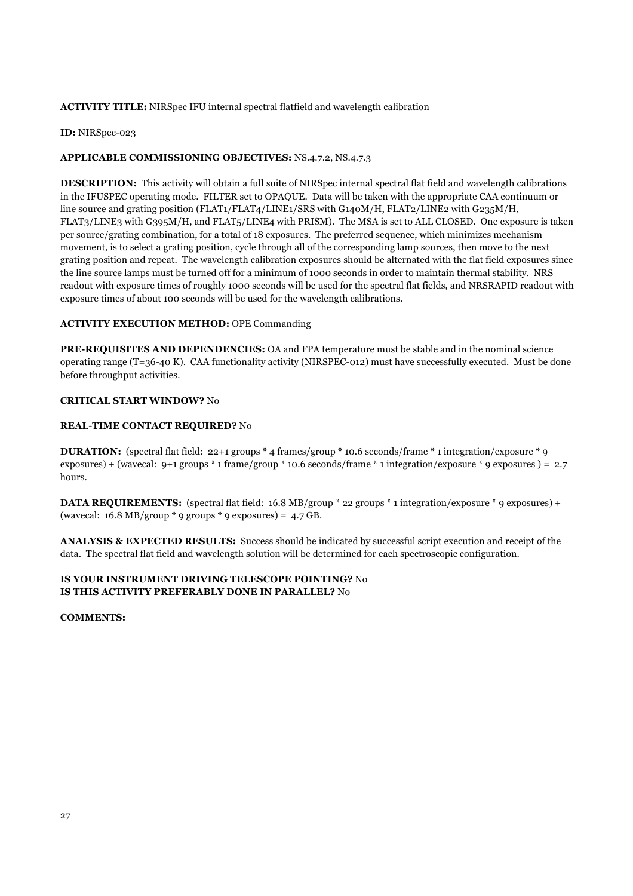**ACTIVITY TITLE:** NIRSpec IFU internal spectral flatfield and wavelength calibration

**ID:** NIRSpec-023

**APPLICABLE COMMISSIONING OBJECTIVES:** NS.4.7.2, NS.4.7.3

**DESCRIPTION:** This activity will obtain a full suite of NIRSpec internal spectral flat field and wavelength calibrations in the IFUSPEC operating mode. FILTER set to OPAQUE. Data will be taken with the appropriate CAA continuum or line source and grating position (FLAT1/FLAT4/LINE1/SRS with G140M/H, FLAT2/LINE2 with G235M/H, FLAT3/LINE3 with G395M/H, and FLAT5/LINE4 with PRISM). The MSA is set to ALL CLOSED. One exposure is taken per source/grating combination, for a total of 18 exposures. The preferred sequence, which minimizes mechanism movement, is to select a grating position, cycle through all of the corresponding lamp sources, then move to the next grating position and repeat. The wavelength calibration exposures should be alternated with the flat field exposures since the line source lamps must be turned off for a minimum of 1000 seconds in order to maintain thermal stability. NRS readout with exposure times of roughly 1000 seconds will be used for the spectral flat fields, and NRSRAPID readout with exposure times of about 100 seconds will be used for the wavelength calibrations.

**ACTIVITY EXECUTION METHOD:** OPE Commanding

**PRE-REQUISITES AND DEPENDENCIES:** OA and FPA temperature must be stable and in the nominal science operating range (T=36-40 K). CAA functionality activity (NIRSPEC-012) must have successfully executed. Must be done before throughput activities.

**CRITICAL START WINDOW?** No

**REAL-TIME CONTACT REQUIRED?** No

**DURATION:** (spectral flat field: 22+1 groups * 4 frames/group * 10.6 seconds/frame * 1 integration/exposure * 9 exposures) + (wavecal: 9+1 groups * 1 frame/group * 10.6 seconds/frame * 1 integration/exposure * 9 exposures ) = 2.7 hours.

**DATA REQUIREMENTS:** (spectral flat field: 16.8 MB/group * 22 groups * 1 integration/exposure * 9 exposures) + (wavecal: 16.8 MB/group * 9 groups * 9 exposures) = 4.7 GB.

**ANALYSIS & EXPECTED RESULTS:** Success should be indicated by successful script execution and receipt of the data. The spectral flat field and wavelength solution will be determined for each spectroscopic configuration.

**IS YOUR INSTRUMENT DRIVING TELESCOPE POINTING?** No
**IS THIS ACTIVITY PREFERABLY DONE IN PARALLEL?** No

**COMMENTS:**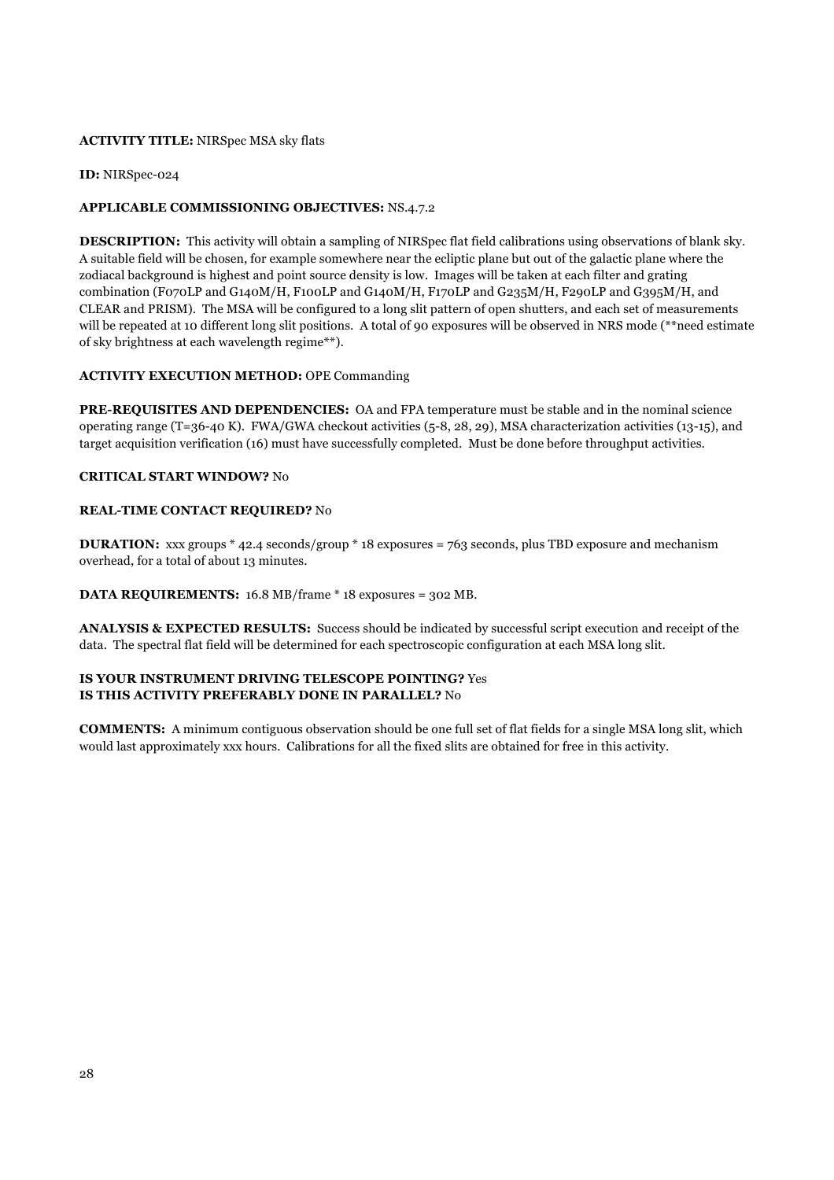**ACTIVITY TITLE:** NIRSpec MSA sky flats

**ID:** NIRSpec-024

**APPLICABLE COMMISSIONING OBJECTIVES:** NS.4.7.2

**DESCRIPTION:** This activity will obtain a sampling of NIRSpec flat field calibrations using observations of blank sky. A suitable field will be chosen, for example somewhere near the ecliptic plane but out of the galactic plane where the zodiacal background is highest and point source density is low. Images will be taken at each filter and grating combination (F070LP and G140M/H, F100LP and G140M/H, F170LP and G235M/H, F290LP and G395M/H, and CLEAR and PRISM). The MSA will be configured to a long slit pattern of open shutters, and each set of measurements will be repeated at 10 different long slit positions. A total of 90 exposures will be observed in NRS mode (**need estimate of sky brightness at each wavelength regime**).

**ACTIVITY EXECUTION METHOD:** OPE Commanding

**PRE-REQUISITES AND DEPENDENCIES:** OA and FPA temperature must be stable and in the nominal science operating range (T=36-40 K). FWA/GWA checkout activities (5-8, 28, 29), MSA characterization activities (13-15), and target acquisition verification (16) must have successfully completed. Must be done before throughput activities.

**CRITICAL START WINDOW?** No

**REAL-TIME CONTACT REQUIRED?** No

**DURATION:** xxx groups * 42.4 seconds/group * 18 exposures = 763 seconds, plus TBD exposure and mechanism overhead, for a total of about 13 minutes.

**DATA REQUIREMENTS:** 16.8 MB/frame * 18 exposures = 302 MB.

**ANALYSIS & EXPECTED RESULTS:** Success should be indicated by successful script execution and receipt of the data. The spectral flat field will be determined for each spectroscopic configuration at each MSA long slit.

**IS YOUR INSTRUMENT DRIVING TELESCOPE POINTING?** Yes
**IS THIS ACTIVITY PREFERABLY DONE IN PARALLEL?** No

**COMMENTS:** A minimum contiguous observation should be one full set of flat fields for a single MSA long slit, which would last approximately xxx hours. Calibrations for all the fixed slits are obtained for free in this activity.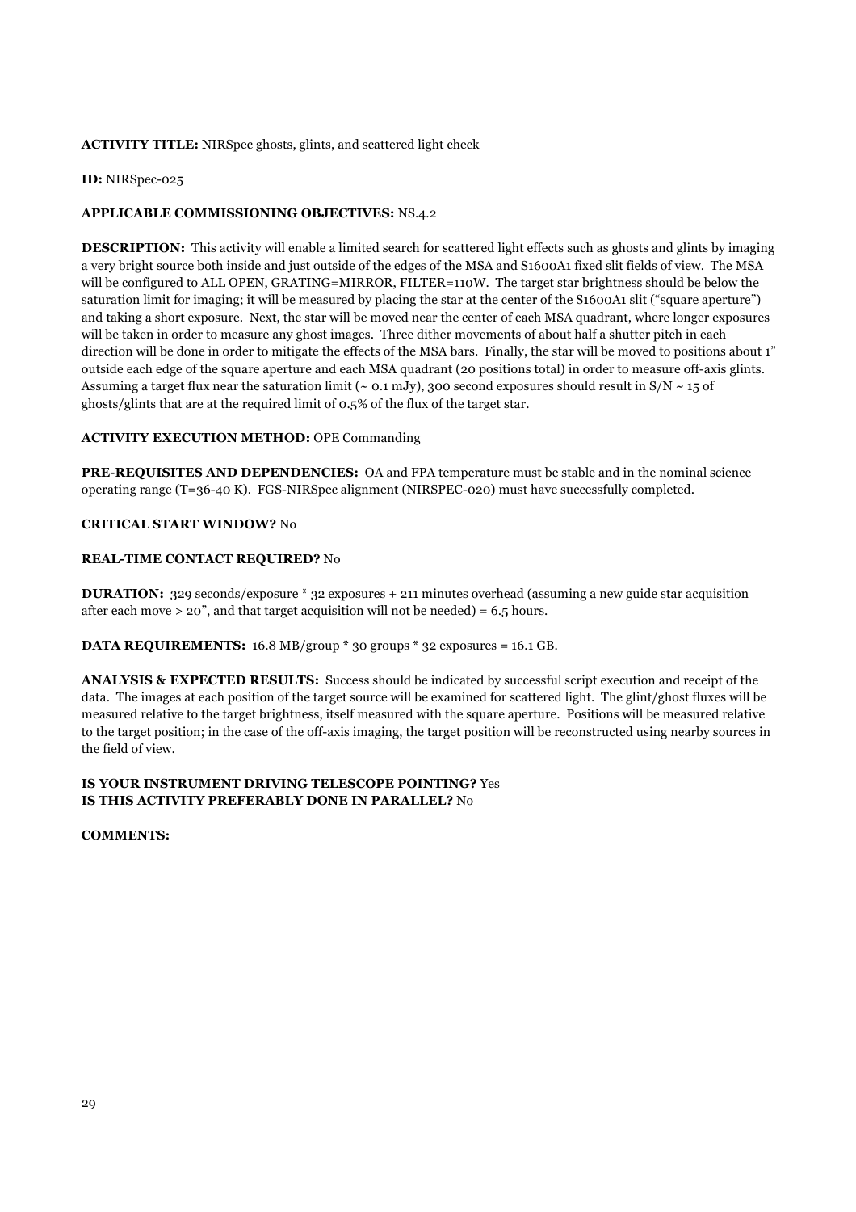**ACTIVITY TITLE:** NIRSpec ghosts, glints, and scattered light check

**ID:** NIRSpec-025

**APPLICABLE COMMISSIONING OBJECTIVES:** NS.4.2

**DESCRIPTION:** This activity will enable a limited search for scattered light effects such as ghosts and glints by imaging a very bright source both inside and just outside of the edges of the MSA and S1600A1 fixed slit fields of view. The MSA will be configured to ALL OPEN, GRATING=MIRROR, FILTER=110W. The target star brightness should be below the saturation limit for imaging; it will be measured by placing the star at the center of the S1600A1 slit ("square aperture") and taking a short exposure. Next, the star will be moved near the center of each MSA quadrant, where longer exposures will be taken in order to measure any ghost images. Three dither movements of about half a shutter pitch in each direction will be done in order to mitigate the effects of the MSA bars. Finally, the star will be moved to positions about 1" outside each edge of the square aperture and each MSA quadrant (20 positions total) in order to measure off-axis glints. Assuming a target flux near the saturation limit (~ 0.1 mJy), 300 second exposures should result in S/N ~ 15 of ghosts/glints that are at the required limit of 0.5% of the flux of the target star.

**ACTIVITY EXECUTION METHOD:** OPE Commanding

**PRE-REQUISITES AND DEPENDENCIES:** OA and FPA temperature must be stable and in the nominal science operating range (T=36-40 K). FGS-NIRSpec alignment (NIRSPEC-020) must have successfully completed.

**CRITICAL START WINDOW?** No

**REAL-TIME CONTACT REQUIRED?** No

**DURATION:** 329 seconds/exposure * 32 exposures + 211 minutes overhead (assuming a new guide star acquisition after each move > 20", and that target acquisition will not be needed) = 6.5 hours.

**DATA REQUIREMENTS:** 16.8 MB/group * 30 groups * 32 exposures = 16.1 GB.

**ANALYSIS & EXPECTED RESULTS:** Success should be indicated by successful script execution and receipt of the data. The images at each position of the target source will be examined for scattered light. The glint/ghost fluxes will be measured relative to the target brightness, itself measured with the square aperture. Positions will be measured relative to the target position; in the case of the off-axis imaging, the target position will be reconstructed using nearby sources in the field of view.

**IS YOUR INSTRUMENT DRIVING TELESCOPE POINTING?** Yes
**IS THIS ACTIVITY PREFERABLY DONE IN PARALLEL?** No

**COMMENTS:**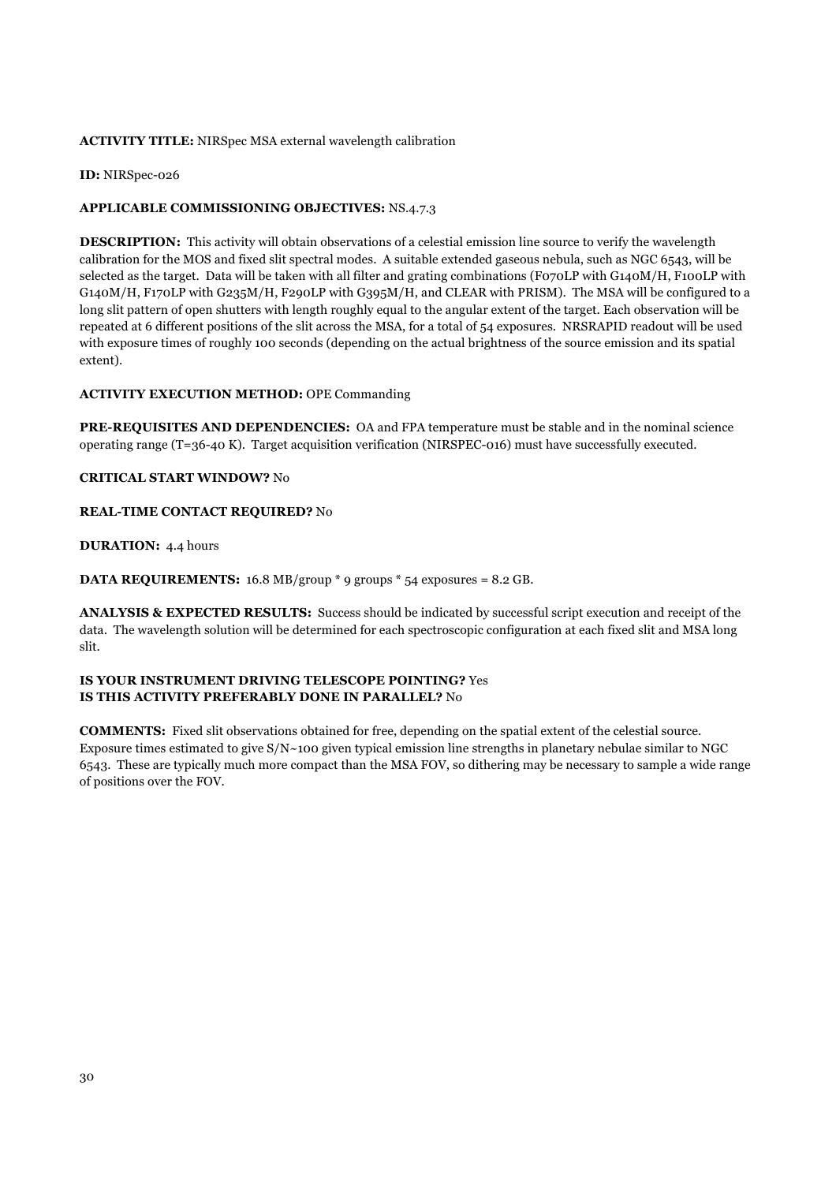**ACTIVITY TITLE:** NIRSpec MSA external wavelength calibration

**ID:** NIRSpec-026

**APPLICABLE COMMISSIONING OBJECTIVES:** NS.4.7.3

**DESCRIPTION:** This activity will obtain observations of a celestial emission line source to verify the wavelength calibration for the MOS and fixed slit spectral modes. A suitable extended gaseous nebula, such as NGC 6543, will be selected as the target. Data will be taken with all filter and grating combinations (F070LP with G140M/H, F100LP with G140M/H, F170LP with G235M/H, F290LP with G395M/H, and CLEAR with PRISM). The MSA will be configured to a long slit pattern of open shutters with length roughly equal to the angular extent of the target. Each observation will be repeated at 6 different positions of the slit across the MSA, for a total of 54 exposures. NRSRAPID readout will be used with exposure times of roughly 100 seconds (depending on the actual brightness of the source emission and its spatial extent).

**ACTIVITY EXECUTION METHOD:** OPE Commanding

**PRE-REQUISITES AND DEPENDENCIES:** OA and FPA temperature must be stable and in the nominal science operating range (T=36-40 K). Target acquisition verification (NIRSPEC-016) must have successfully executed.

**CRITICAL START WINDOW?** No

**REAL-TIME CONTACT REQUIRED?** No

**DURATION:** 4.4 hours

**DATA REQUIREMENTS:** 16.8 MB/group * 9 groups * 54 exposures = 8.2 GB.

**ANALYSIS & EXPECTED RESULTS:** Success should be indicated by successful script execution and receipt of the data. The wavelength solution will be determined for each spectroscopic configuration at each fixed slit and MSA long slit.

**IS YOUR INSTRUMENT DRIVING TELESCOPE POINTING?** Yes
**IS THIS ACTIVITY PREFERABLY DONE IN PARALLEL?** No

**COMMENTS:** Fixed slit observations obtained for free, depending on the spatial extent of the celestial source. Exposure times estimated to give S/N~100 given typical emission line strengths in planetary nebulae similar to NGC 6543. These are typically much more compact than the MSA FOV, so dithering may be necessary to sample a wide range of positions over the FOV.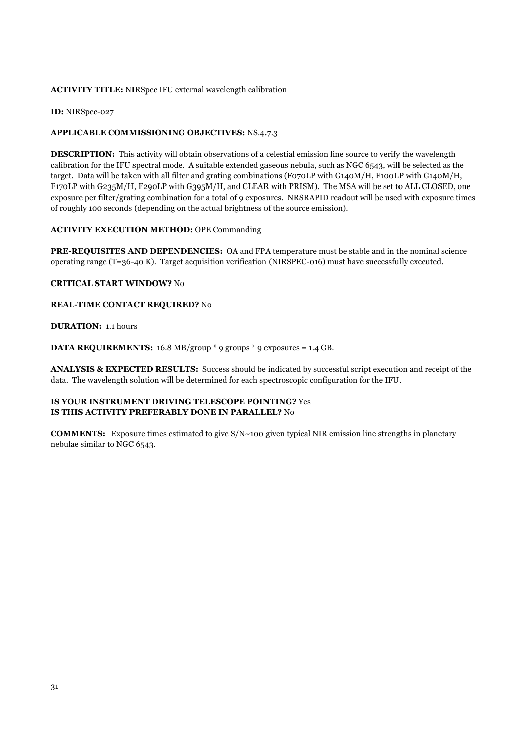**ACTIVITY TITLE:** NIRSpec IFU external wavelength calibration

**ID:** NIRSpec-027

**APPLICABLE COMMISSIONING OBJECTIVES:** NS.4.7.3

**DESCRIPTION:** This activity will obtain observations of a celestial emission line source to verify the wavelength calibration for the IFU spectral mode. A suitable extended gaseous nebula, such as NGC 6543, will be selected as the target. Data will be taken with all filter and grating combinations (F070LP with G140M/H, F100LP with G140M/H, F170LP with G235M/H, F290LP with G395M/H, and CLEAR with PRISM). The MSA will be set to ALL CLOSED, one exposure per filter/grating combination for a total of 9 exposures. NRSRAPID readout will be used with exposure times of roughly 100 seconds (depending on the actual brightness of the source emission).

**ACTIVITY EXECUTION METHOD:** OPE Commanding

**PRE-REQUISITES AND DEPENDENCIES:** OA and FPA temperature must be stable and in the nominal science operating range (T=36-40 K). Target acquisition verification (NIRSPEC-016) must have successfully executed.

**CRITICAL START WINDOW?** No

**REAL-TIME CONTACT REQUIRED?** No

**DURATION:** 1.1 hours

**DATA REQUIREMENTS:** 16.8 MB/group * 9 groups * 9 exposures = 1.4 GB.

**ANALYSIS & EXPECTED RESULTS:** Success should be indicated by successful script execution and receipt of the data. The wavelength solution will be determined for each spectroscopic configuration for the IFU.

**IS YOUR INSTRUMENT DRIVING TELESCOPE POINTING?** Yes
**IS THIS ACTIVITY PREFERABLY DONE IN PARALLEL?** No

**COMMENTS:** Exposure times estimated to give S/N~100 given typical NIR emission line strengths in planetary nebulae similar to NGC 6543.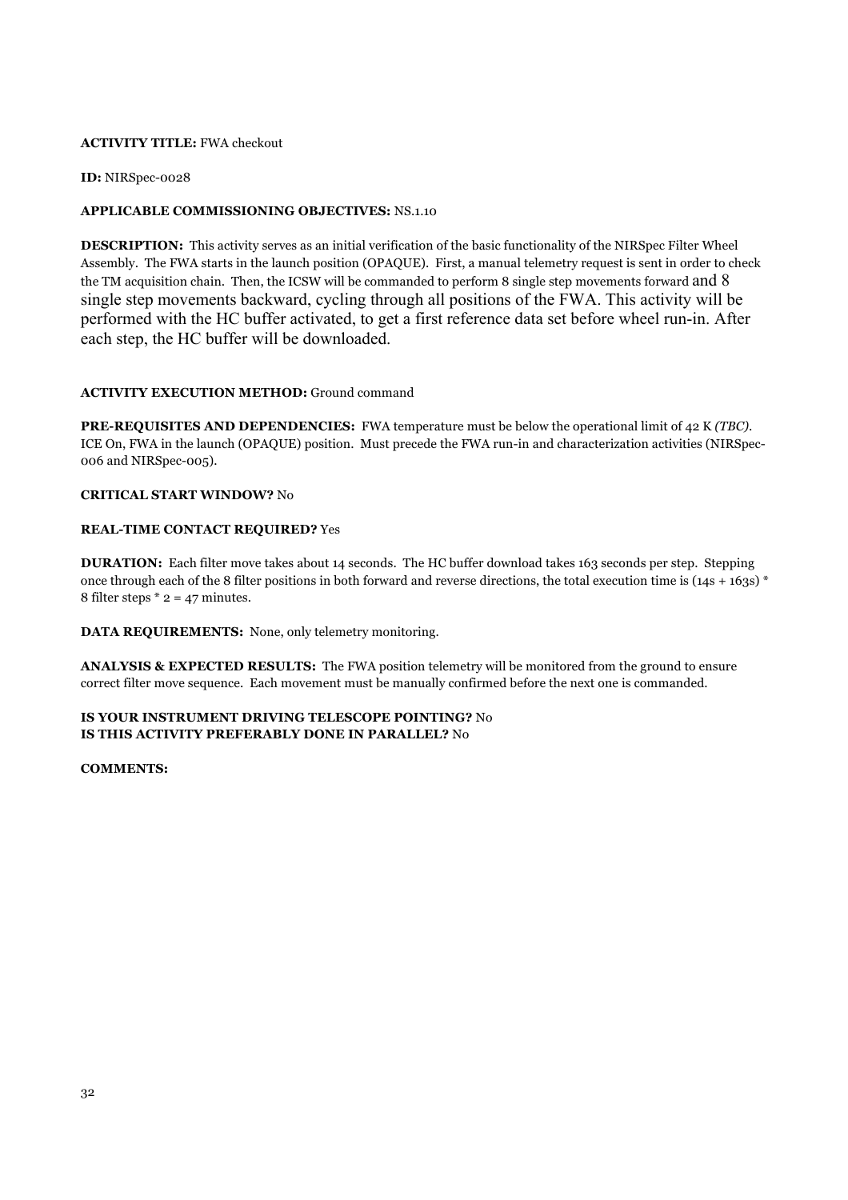**ACTIVITY TITLE:** FWA checkout

**ID:** NIRSpec-0028

**APPLICABLE COMMISSIONING OBJECTIVES:** NS.1.10

**DESCRIPTION:** This activity serves as an initial verification of the basic functionality of the NIRSpec Filter Wheel Assembly. The FWA starts in the launch position (OPAQUE). First, a manual telemetry request is sent in order to check the TM acquisition chain. Then, the ICSW will be commanded to perform 8 single step movements forward and 8 single step movements backward, cycling through all positions of the FWA. This activity will be performed with the HC buffer activated, to get a first reference data set before wheel run-in. After each step, the HC buffer will be downloaded.

**ACTIVITY EXECUTION METHOD:** Ground command

**PRE-REQUISITES AND DEPENDENCIES:** FWA temperature must be below the operational limit of 42 K *(TBC)*. ICE On, FWA in the launch (OPAQUE) position. Must precede the FWA run-in and characterization activities (NIRSpec-006 and NIRSpec-005).

**CRITICAL START WINDOW?** No

**REAL-TIME CONTACT REQUIRED?** Yes

**DURATION:** Each filter move takes about 14 seconds. The HC buffer download takes 163 seconds per step. Stepping once through each of the 8 filter positions in both forward and reverse directions, the total execution time is (14s + 163s) * 8 filter steps * 2 = 47 minutes.

**DATA REQUIREMENTS:** None, only telemetry monitoring.

**ANALYSIS & EXPECTED RESULTS:** The FWA position telemetry will be monitored from the ground to ensure correct filter move sequence. Each movement must be manually confirmed before the next one is commanded.

**IS YOUR INSTRUMENT DRIVING TELESCOPE POINTING?** No
**IS THIS ACTIVITY PREFERABLY DONE IN PARALLEL?** No

**COMMENTS:**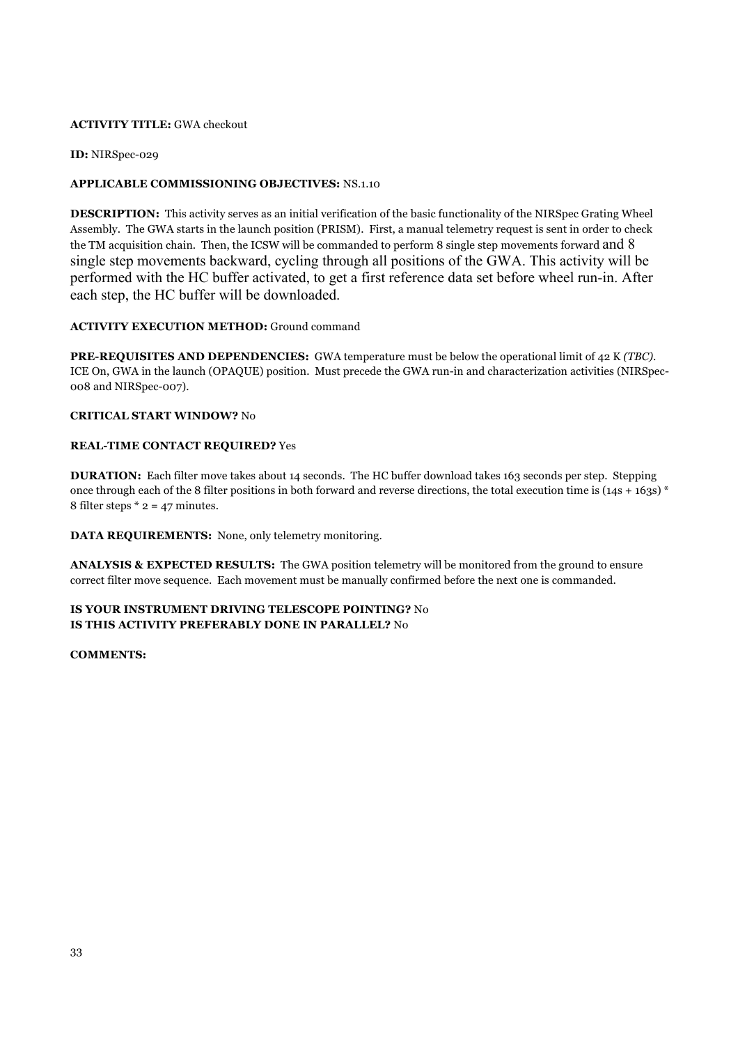**ACTIVITY TITLE:** GWA checkout

**ID:** NIRSpec-029

**APPLICABLE COMMISSIONING OBJECTIVES:** NS.1.10

**DESCRIPTION:** This activity serves as an initial verification of the basic functionality of the NIRSpec Grating Wheel Assembly. The GWA starts in the launch position (PRISM). First, a manual telemetry request is sent in order to check the TM acquisition chain. Then, the ICSW will be commanded to perform 8 single step movements forward and 8 single step movements backward, cycling through all positions of the GWA. This activity will be performed with the HC buffer activated, to get a first reference data set before wheel run-in. After each step, the HC buffer will be downloaded.

**ACTIVITY EXECUTION METHOD:** Ground command

**PRE-REQUISITES AND DEPENDENCIES:** GWA temperature must be below the operational limit of 42 K *(TBC)*. ICE On, GWA in the launch (OPAQUE) position. Must precede the GWA run-in and characterization activities (NIRSpec-008 and NIRSpec-007).

**CRITICAL START WINDOW?** No

**REAL-TIME CONTACT REQUIRED?** Yes

**DURATION:** Each filter move takes about 14 seconds. The HC buffer download takes 163 seconds per step. Stepping once through each of the 8 filter positions in both forward and reverse directions, the total execution time is (14s + 163s) * 8 filter steps * 2 = 47 minutes.

**DATA REQUIREMENTS:** None, only telemetry monitoring.

**ANALYSIS & EXPECTED RESULTS:** The GWA position telemetry will be monitored from the ground to ensure correct filter move sequence. Each movement must be manually confirmed before the next one is commanded.

**IS YOUR INSTRUMENT DRIVING TELESCOPE POINTING?** No
**IS THIS ACTIVITY PREFERABLY DONE IN PARALLEL?** No

**COMMENTS:**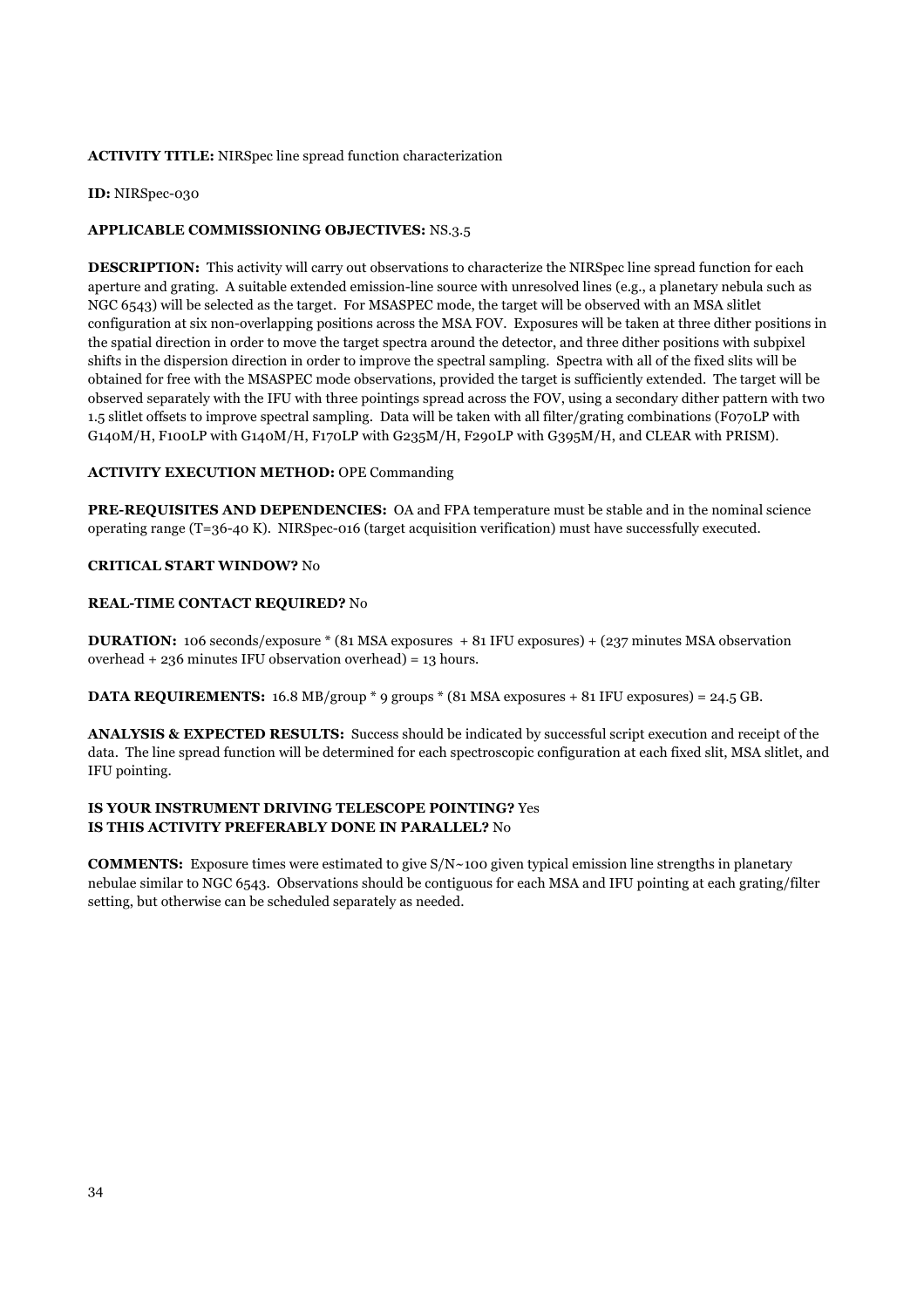**ACTIVITY TITLE:** NIRSpec line spread function characterization

**ID:** NIRSpec-030

**APPLICABLE COMMISSIONING OBJECTIVES:** NS.3.5

**DESCRIPTION:** This activity will carry out observations to characterize the NIRSpec line spread function for each aperture and grating. A suitable extended emission-line source with unresolved lines (e.g., a planetary nebula such as NGC 6543) will be selected as the target. For MSASPEC mode, the target will be observed with an MSA slitlet configuration at six non-overlapping positions across the MSA FOV. Exposures will be taken at three dither positions in the spatial direction in order to move the target spectra around the detector, and three dither positions with subpixel shifts in the dispersion direction in order to improve the spectral sampling. Spectra with all of the fixed slits will be obtained for free with the MSASPEC mode observations, provided the target is sufficiently extended. The target will be observed separately with the IFU with three pointings spread across the FOV, using a secondary dither pattern with two 1.5 slitlet offsets to improve spectral sampling. Data will be taken with all filter/grating combinations (F070LP with G140M/H, F100LP with G140M/H, F170LP with G235M/H, F290LP with G395M/H, and CLEAR with PRISM).

**ACTIVITY EXECUTION METHOD:** OPE Commanding

**PRE-REQUISITES AND DEPENDENCIES:** OA and FPA temperature must be stable and in the nominal science operating range (T=36-40 K). NIRSpec-016 (target acquisition verification) must have successfully executed.

**CRITICAL START WINDOW?** No

**REAL-TIME CONTACT REQUIRED?** No

**DURATION:** 106 seconds/exposure * (81 MSA exposures + 81 IFU exposures) + (237 minutes MSA observation overhead + 236 minutes IFU observation overhead) = 13 hours.

**DATA REQUIREMENTS:** 16.8 MB/group * 9 groups * (81 MSA exposures + 81 IFU exposures) = 24.5 GB.

**ANALYSIS & EXPECTED RESULTS:** Success should be indicated by successful script execution and receipt of the data. The line spread function will be determined for each spectroscopic configuration at each fixed slit, MSA slitlet, and IFU pointing.

**IS YOUR INSTRUMENT DRIVING TELESCOPE POINTING?** Yes
**IS THIS ACTIVITY PREFERABLY DONE IN PARALLEL?** No

**COMMENTS:** Exposure times were estimated to give S/N~100 given typical emission line strengths in planetary nebulae similar to NGC 6543. Observations should be contiguous for each MSA and IFU pointing at each grating/filter setting, but otherwise can be scheduled separately as needed.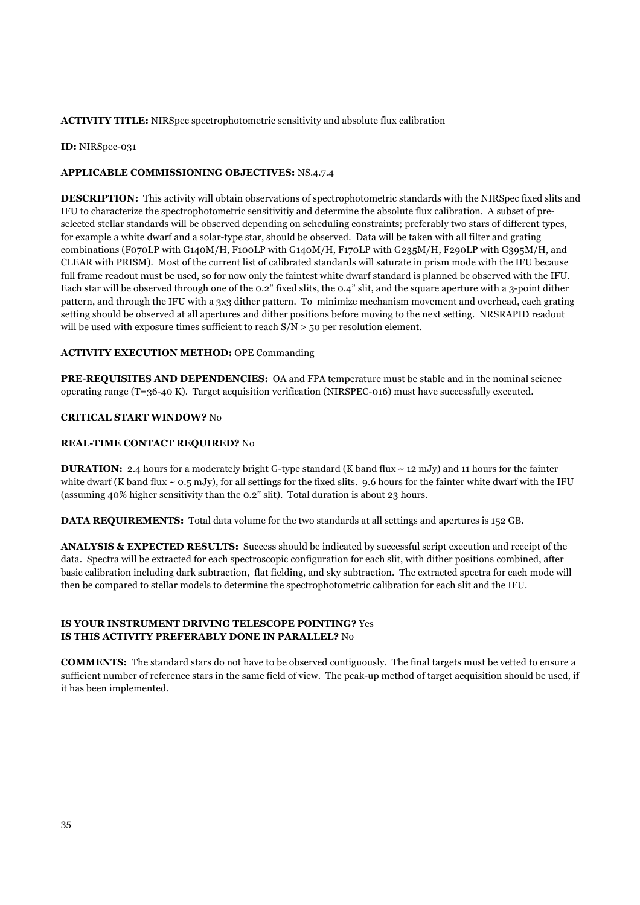**ACTIVITY TITLE:** NIRSpec spectrophotometric sensitivity and absolute flux calibration

**ID:** NIRSpec-031

**APPLICABLE COMMISSIONING OBJECTIVES:** NS.4.7.4

**DESCRIPTION:** This activity will obtain observations of spectrophotometric standards with the NIRSpec fixed slits and IFU to characterize the spectrophotometric sensitivitiy and determine the absolute flux calibration. A subset of pre-selected stellar standards will be observed depending on scheduling constraints; preferably two stars of different types, for example a white dwarf and a solar-type star, should be observed. Data will be taken with all filter and grating combinations (F070LP with G140M/H, F100LP with G140M/H, F170LP with G235M/H, F290LP with G395M/H, and CLEAR with PRISM). Most of the current list of calibrated standards will saturate in prism mode with the IFU because full frame readout must be used, so for now only the faintest white dwarf standard is planned be observed with the IFU. Each star will be observed through one of the 0.2" fixed slits, the 0.4" slit, and the square aperture with a 3-point dither pattern, and through the IFU with a 3x3 dither pattern. To minimize mechanism movement and overhead, each grating setting should be observed at all apertures and dither positions before moving to the next setting. NRSRAPID readout will be used with exposure times sufficient to reach S/N > 50 per resolution element.

**ACTIVITY EXECUTION METHOD:** OPE Commanding

**PRE-REQUISITES AND DEPENDENCIES:** OA and FPA temperature must be stable and in the nominal science operating range (T=36-40 K). Target acquisition verification (NIRSPEC-016) must have successfully executed.

**CRITICAL START WINDOW?** No

**REAL-TIME CONTACT REQUIRED?** No

**DURATION:** 2.4 hours for a moderately bright G-type standard (K band flux ~ 12 mJy) and 11 hours for the fainter white dwarf (K band flux ~ 0.5 mJy), for all settings for the fixed slits. 9.6 hours for the fainter white dwarf with the IFU (assuming 40% higher sensitivity than the 0.2" slit). Total duration is about 23 hours.

**DATA REQUIREMENTS:** Total data volume for the two standards at all settings and apertures is 152 GB.

**ANALYSIS & EXPECTED RESULTS:** Success should be indicated by successful script execution and receipt of the data. Spectra will be extracted for each spectroscopic configuration for each slit, with dither positions combined, after basic calibration including dark subtraction, flat fielding, and sky subtraction. The extracted spectra for each mode will then be compared to stellar models to determine the spectrophotometric calibration for each slit and the IFU.

**IS YOUR INSTRUMENT DRIVING TELESCOPE POINTING?** Yes
**IS THIS ACTIVITY PREFERABLY DONE IN PARALLEL?** No

**COMMENTS:** The standard stars do not have to be observed contiguously. The final targets must be vetted to ensure a sufficient number of reference stars in the same field of view. The peak-up method of target acquisition should be used, if it has been implemented.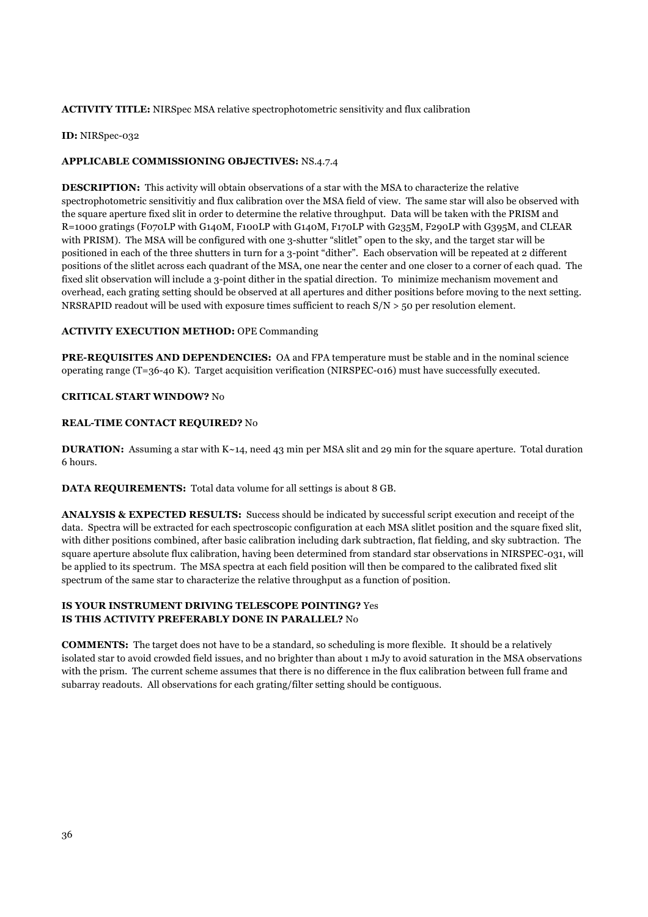**ACTIVITY TITLE:** NIRSpec MSA relative spectrophotometric sensitivity and flux calibration

**ID:** NIRSpec-032

**APPLICABLE COMMISSIONING OBJECTIVES:** NS.4.7.4

**DESCRIPTION:** This activity will obtain observations of a star with the MSA to characterize the relative spectrophotometric sensitivitiy and flux calibration over the MSA field of view. The same star will also be observed with the square aperture fixed slit in order to determine the relative throughput. Data will be taken with the PRISM and R=1000 gratings (F070LP with G140M, F100LP with G140M, F170LP with G235M, F290LP with G395M, and CLEAR with PRISM). The MSA will be configured with one 3-shutter "slitlet" open to the sky, and the target star will be positioned in each of the three shutters in turn for a 3-point "dither". Each observation will be repeated at 2 different positions of the slitlet across each quadrant of the MSA, one near the center and one closer to a corner of each quad. The fixed slit observation will include a 3-point dither in the spatial direction. To minimize mechanism movement and overhead, each grating setting should be observed at all apertures and dither positions before moving to the next setting. NRSRAPID readout will be used with exposure times sufficient to reach S/N > 50 per resolution element.

**ACTIVITY EXECUTION METHOD:** OPE Commanding

**PRE-REQUISITES AND DEPENDENCIES:** OA and FPA temperature must be stable and in the nominal science operating range (T=36-40 K). Target acquisition verification (NIRSPEC-016) must have successfully executed.

**CRITICAL START WINDOW?** No

**REAL-TIME CONTACT REQUIRED?** No

**DURATION:** Assuming a star with K~14, need 43 min per MSA slit and 29 min for the square aperture. Total duration 6 hours.

**DATA REQUIREMENTS:** Total data volume for all settings is about 8 GB.

**ANALYSIS & EXPECTED RESULTS:** Success should be indicated by successful script execution and receipt of the data. Spectra will be extracted for each spectroscopic configuration at each MSA slitlet position and the square fixed slit, with dither positions combined, after basic calibration including dark subtraction, flat fielding, and sky subtraction. The square aperture absolute flux calibration, having been determined from standard star observations in NIRSPEC-031, will be applied to its spectrum. The MSA spectra at each field position will then be compared to the calibrated fixed slit spectrum of the same star to characterize the relative throughput as a function of position.

**IS YOUR INSTRUMENT DRIVING TELESCOPE POINTING?** Yes
**IS THIS ACTIVITY PREFERABLY DONE IN PARALLEL?** No

**COMMENTS:** The target does not have to be a standard, so scheduling is more flexible. It should be a relatively isolated star to avoid crowded field issues, and no brighter than about 1 mJy to avoid saturation in the MSA observations with the prism. The current scheme assumes that there is no difference in the flux calibration between full frame and subarray readouts. All observations for each grating/filter setting should be contiguous.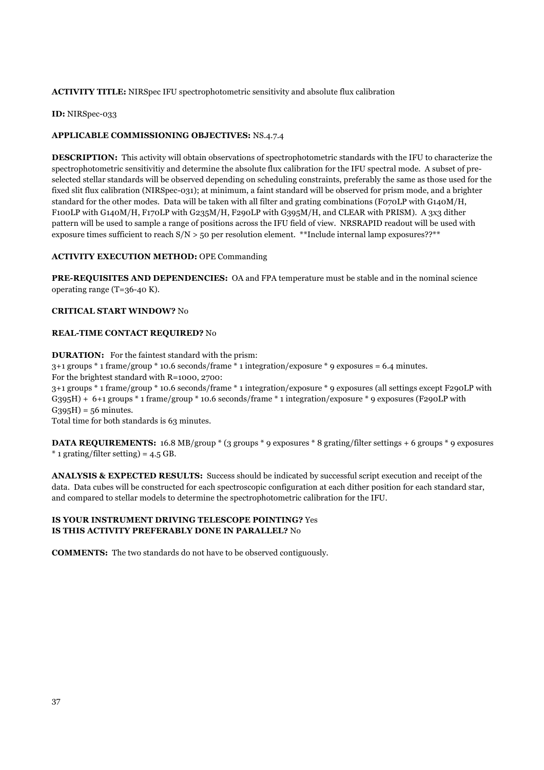**ACTIVITY TITLE:** NIRSpec IFU spectrophotometric sensitivity and absolute flux calibration

**ID:** NIRSpec-033

**APPLICABLE COMMISSIONING OBJECTIVES:** NS.4.7.4

**DESCRIPTION:** This activity will obtain observations of spectrophotometric standards with the IFU to characterize the spectrophotometric sensitivitiy and determine the absolute flux calibration for the IFU spectral mode. A subset of pre-selected stellar standards will be observed depending on scheduling constraints, preferably the same as those used for the fixed slit flux calibration (NIRSpec-031); at minimum, a faint standard will be observed for prism mode, and a brighter standard for the other modes. Data will be taken with all filter and grating combinations (F070LP with G140M/H, F100LP with G140M/H, F170LP with G235M/H, F290LP with G395M/H, and CLEAR with PRISM). A 3x3 dither pattern will be used to sample a range of positions across the IFU field of view. NRSRAPID readout will be used with exposure times sufficient to reach S/N > 50 per resolution element. **Include internal lamp exposures??**

**ACTIVITY EXECUTION METHOD:** OPE Commanding

**PRE-REQUISITES AND DEPENDENCIES:** OA and FPA temperature must be stable and in the nominal science operating range (T=36-40 K).

**CRITICAL START WINDOW?** No

**REAL-TIME CONTACT REQUIRED?** No

**DURATION:** For the faintest standard with the prism:
3+1 groups * 1 frame/group * 10.6 seconds/frame * 1 integration/exposure * 9 exposures = 6.4 minutes.
For the brightest standard with R=1000, 2700:
3+1 groups * 1 frame/group * 10.6 seconds/frame * 1 integration/exposure * 9 exposures (all settings except F290LP with G395H) + 6+1 groups * 1 frame/group * 10.6 seconds/frame * 1 integration/exposure * 9 exposures (F290LP with G395H) = 56 minutes.
Total time for both standards is 63 minutes.

**DATA REQUIREMENTS:** 16.8 MB/group * (3 groups * 9 exposures * 8 grating/filter settings + 6 groups * 9 exposures * 1 grating/filter setting) = 4.5 GB.

**ANALYSIS & EXPECTED RESULTS:** Success should be indicated by successful script execution and receipt of the data. Data cubes will be constructed for each spectroscopic configuration at each dither position for each standard star, and compared to stellar models to determine the spectrophotometric calibration for the IFU.

**IS YOUR INSTRUMENT DRIVING TELESCOPE POINTING?** Yes
**IS THIS ACTIVITY PREFERABLY DONE IN PARALLEL?** No

**COMMENTS:** The two standards do not have to be observed contiguously.